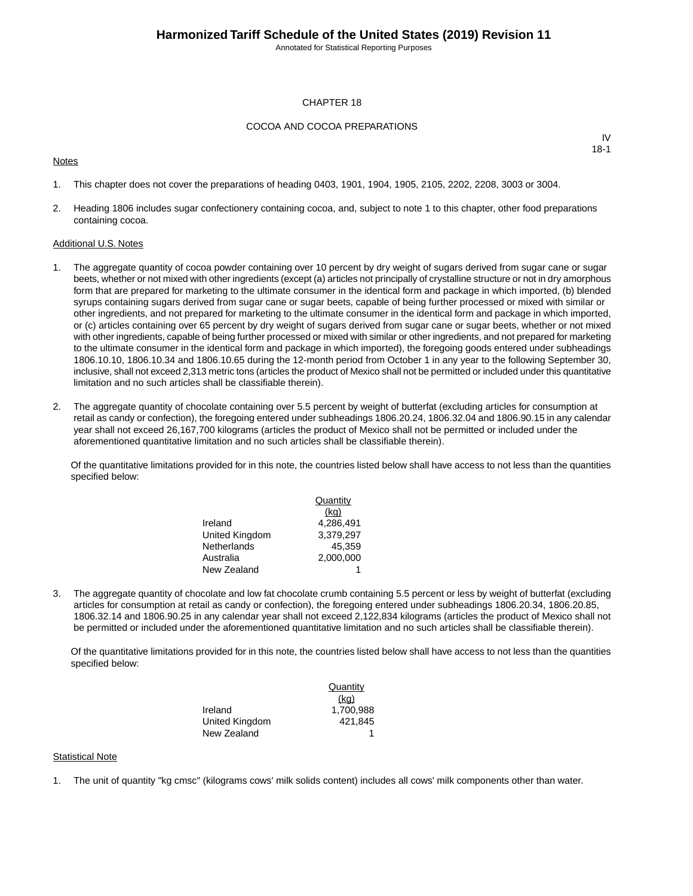# CHAPTER 18

## COCOA AND COCOA PREPARATIONS

IV
18-1

Notes

1. This chapter does not cover the preparations of heading 0403, 1901, 1904, 1905, 2105, 2202, 2208, 3003 or 3004.

2. Heading 1806 includes sugar confectionery containing cocoa, and, subject to note 1 to this chapter, other food preparations containing cocoa.

Additional U.S. Notes

1. The aggregate quantity of cocoa powder containing over 10 percent by dry weight of sugars derived from sugar cane or sugar beets, whether or not mixed with other ingredients (except (a) articles not principally of crystalline structure or not in dry amorphous form that are prepared for marketing to the ultimate consumer in the identical form and package in which imported, (b) blended syrups containing sugars derived from sugar cane or sugar beets, capable of being further processed or mixed with similar or other ingredients, and not prepared for marketing to the ultimate consumer in the identical form and package in which imported, or (c) articles containing over 65 percent by dry weight of sugars derived from sugar cane or sugar beets, whether or not mixed with other ingredients, capable of being further processed or mixed with similar or other ingredients, and not prepared for marketing to the ultimate consumer in the identical form and package in which imported), the foregoing goods entered under subheadings 1806.10.10, 1806.10.34 and 1806.10.65 during the 12-month period from October 1 in any year to the following September 30, inclusive, shall not exceed 2,313 metric tons (articles the product of Mexico shall not be permitted or included under this quantitative limitation and no such articles shall be classifiable therein).

2. The aggregate quantity of chocolate containing over 5.5 percent by weight of butterfat (excluding articles for consumption at retail as candy or confection), the foregoing entered under subheadings 1806.20.24, 1806.32.04 and 1806.90.15 in any calendar year shall not exceed 26,167,700 kilograms (articles the product of Mexico shall not be permitted or included under the aforementioned quantitative limitation and no such articles shall be classifiable therein).

   Of the quantitative limitations provided for in this note, the countries listed below shall have access to not less than the quantities specified below:

| | Quantity (kg) |
|---|---|
| Ireland | 4,286,491 |
| United Kingdom | 3,379,297 |
| Netherlands | 45,359 |
| Australia | 2,000,000 |
| New Zealand | 1 |

3. The aggregate quantity of chocolate and low fat chocolate crumb containing 5.5 percent or less by weight of butterfat (excluding articles for consumption at retail as candy or confection), the foregoing entered under subheadings 1806.20.34, 1806.20.85, 1806.32.14 and 1806.90.25 in any calendar year shall not exceed 2,122,834 kilograms (articles the product of Mexico shall not be permitted or included under the aforementioned quantitative limitation and no such articles shall be classifiable therein).

   Of the quantitative limitations provided for in this note, the countries listed below shall have access to not less than the quantities specified below:

| | Quantity (kg) |
|---|---|
| Ireland | 1,700,988 |
| United Kingdom | 421,845 |
| New Zealand | 1 |

Statistical Note

1. The unit of quantity "kg cmsc" (kilograms cows' milk solids content) includes all cows' milk components other than water.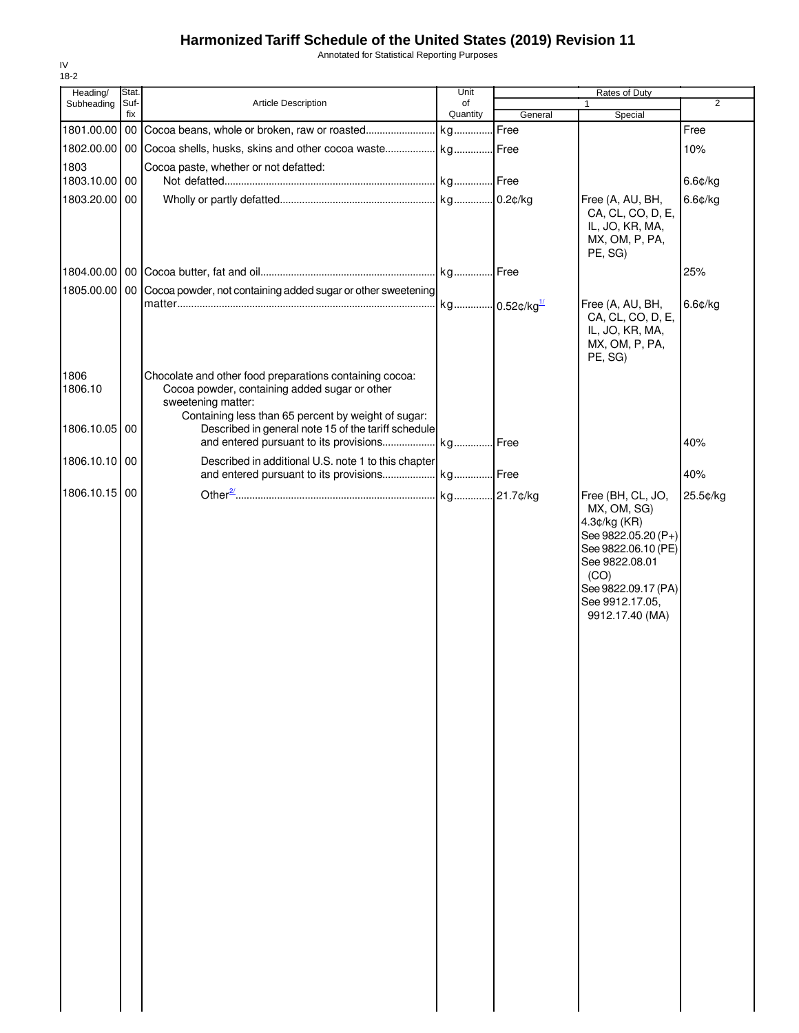# Harmonized Tariff Schedule of the United States (2019) Revision 11

Annotated for Statistical Reporting Purposes

IV
18-2

| Heading/ Subheading | Stat. Suf- fix | Article Description | Unit of Quantity | Rates of Duty 1 General | Special | 2 |
|---|---|---|---|---|---|---|
| 1801.00.00 | 00 | Cocoa beans, whole or broken, raw or roasted | kg | Free | | Free |
| 1802.00.00 | 00 | Cocoa shells, husks, skins and other cocoa waste | kg | Free | | 10% |
| 1803 | | Cocoa paste, whether or not defatted: | | | | |
| 1803.10.00 | 00 | Not defatted | kg | Free | | 6.6¢/kg |
| 1803.20.00 | 00 | Wholly or partly defatted | kg | 0.2¢/kg | Free (A, AU, BH, CA, CL, CO, D, E, IL, JO, KR, MA, MX, OM, P, PA, PE, SG) | 6.6¢/kg |
| 1804.00.00 | 00 | Cocoa butter, fat and oil | kg | Free | | 25% |
| 1805.00.00 | 00 | Cocoa powder, not containing added sugar or other sweetening matter | kg | 0.52¢/kg[1/] | Free (A, AU, BH, CA, CL, CO, D, E, IL, JO, KR, MA, MX, OM, P, PA, PE, SG) | 6.6¢/kg |
| 1806 | | Chocolate and other food preparations containing cocoa: | | | | |
| 1806.10 | | Cocoa powder, containing added sugar or other sweetening matter: | | | | |
| | | Containing less than 65 percent by weight of sugar: | | | | |
| 1806.10.05 | 00 | Described in general note 15 of the tariff schedule and entered pursuant to its provisions | kg | Free | | 40% |
| 1806.10.10 | 00 | Described in additional U.S. note 1 to this chapter and entered pursuant to its provisions | kg | Free | | 40% |
| 1806.10.15 | 00 | Other[2/] | kg | 21.7¢/kg | Free (BH, CL, JO, MX, OM, SG) 4.3¢/kg (KR) See 9822.05.20 (P+) See 9822.06.10 (PE) See 9822.08.01 (CO) See 9822.09.17 (PA) See 9912.17.05, 9912.17.40 (MA) | 25.5¢/kg |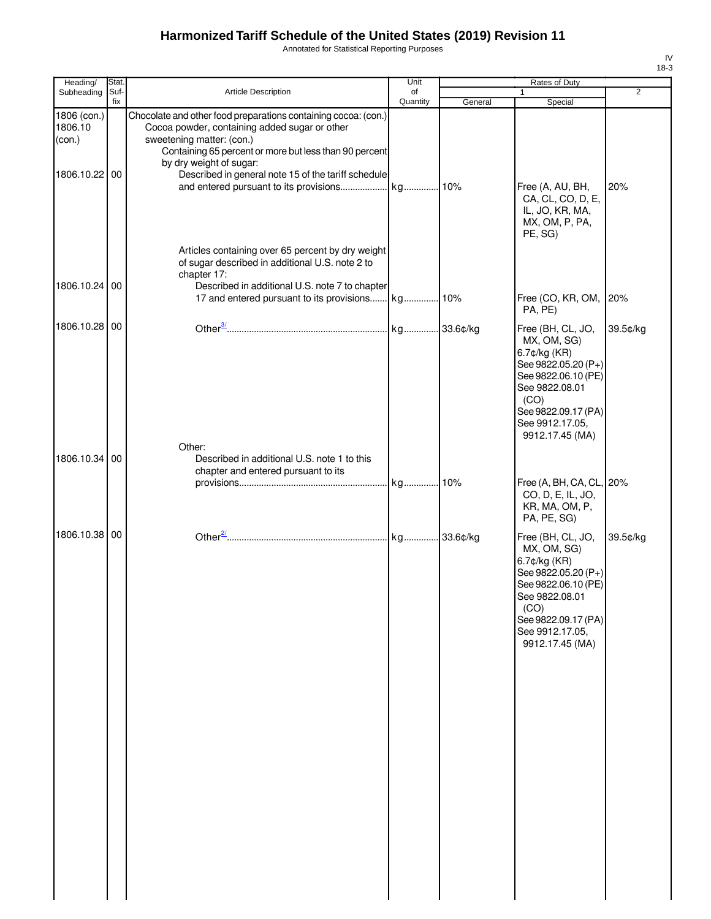# Harmonized Tariff Schedule of the United States (2019) Revision 11

Annotated for Statistical Reporting Purposes

IV
18-3

| Heading/ Subheading | Stat. Suf- fix | Article Description | Unit of Quantity | Rates of Duty 1 General | Special | 2 |
|---|---|---|---|---|---|---|
| 1806 (con.) 1806.10 (con.) | | Chocolate and other food preparations containing cocoa: (con.) Cocoa powder, containing added sugar or other sweetening matter: (con.) Containing 65 percent or more but less than 90 percent by dry weight of sugar: | | | | |
| 1806.10.22 | 00 | Described in general note 15 of the tariff schedule and entered pursuant to its provisions | kg | 10% | Free (A, AU, BH, CA, CL, CO, D, E, IL, JO, KR, MA, MX, OM, P, PA, PE, SG) | 20% |
| | | Articles containing over 65 percent by dry weight of sugar described in additional U.S. note 2 to chapter 17: | | | | |
| 1806.10.24 | 00 | Described in additional U.S. note 7 to chapter 17 and entered pursuant to its provisions | kg | 10% | Free (CO, KR, OM, PA, PE) | 20% |
| 1806.10.28 | 00 | Other[3/] | kg | 33.6¢/kg | Free (BH, CL, JO, MX, OM, SG) 6.7¢/kg (KR) See 9822.05.20 (P+) See 9822.06.10 (PE) See 9822.08.01 (CO) See 9822.09.17 (PA) See 9912.17.05, 9912.17.45 (MA) | 39.5¢/kg |
| | | Other: | | | | |
| 1806.10.34 | 00 | Described in additional U.S. note 1 to this chapter and entered pursuant to its provisions | kg | 10% | Free (A, BH, CA, CL, CO, D, E, IL, JO, KR, MA, OM, P, PA, PE, SG) | 20% |
| 1806.10.38 | 00 | Other[2/] | kg | 33.6¢/kg | Free (BH, CL, JO, MX, OM, SG) 6.7¢/kg (KR) See 9822.05.20 (P+) See 9822.06.10 (PE) See 9822.08.01 (CO) See 9822.09.17 (PA) See 9912.17.05, 9912.17.45 (MA) | 39.5¢/kg |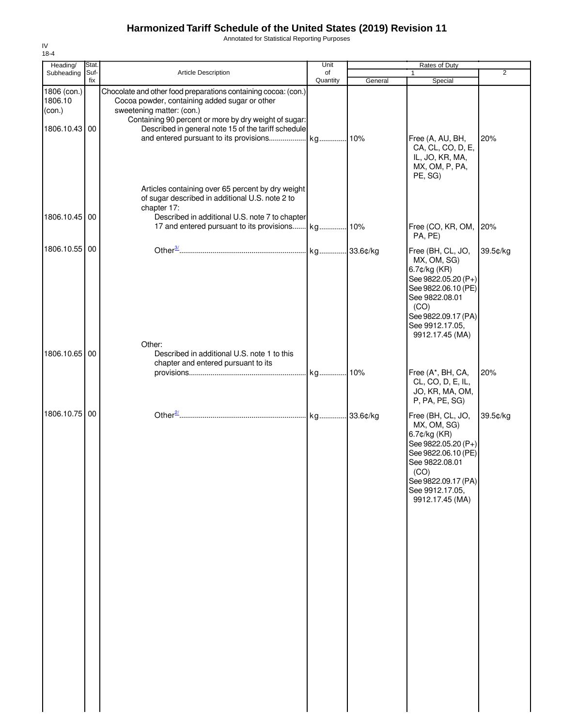# Harmonized Tariff Schedule of the United States (2019) Revision 11

Annotated for Statistical Reporting Purposes

IV
18-4

| Heading/ Subheading | Stat. Suf-fix | Article Description | Unit of Quantity | Rates of Duty 1 General | Rates of Duty 1 Special | Rates of Duty 2 |
|---|---|---|---|---|---|---|
| 1806 (con.) | | Chocolate and other food preparations containing cocoa: (con.) | | | | |
| 1806.10 (con.) | | Cocoa powder, containing added sugar or other sweetening matter: (con.) | | | | |
| | | Containing 90 percent or more by dry weight of sugar: | | | | |
| 1806.10.43 | 00 | Described in general note 15 of the tariff schedule and entered pursuant to its provisions | kg | 10% | Free (A, AU, BH, CA, CL, CO, D, E, IL, JO, KR, MA, MX, OM, P, PA, PE, SG) | 20% |
| | | Articles containing over 65 percent by dry weight of sugar described in additional U.S. note 2 to chapter 17: | | | | |
| 1806.10.45 | 00 | Described in additional U.S. note 7 to chapter 17 and entered pursuant to its provisions | kg | 10% | Free (CO, KR, OM, PA, PE) | 20% |
| 1806.10.55 | 00 | Other[3/] | kg | 33.6¢/kg | Free (BH, CL, JO, MX, OM, SG) 6.7¢/kg (KR) See 9822.05.20 (P+) See 9822.06.10 (PE) See 9822.08.01 (CO) See 9822.09.17 (PA) See 9912.17.05, 9912.17.45 (MA) | 39.5¢/kg |
| | | Other: | | | | |
| 1806.10.65 | 00 | Described in additional U.S. note 1 to this chapter and entered pursuant to its provisions | kg | 10% | Free (A*, BH, CA, CL, CO, D, E, IL, JO, KR, MA, OM, P, PA, PE, SG) | 20% |
| 1806.10.75 | 00 | Other[2/] | kg | 33.6¢/kg | Free (BH, CL, JO, MX, OM, SG) 6.7¢/kg (KR) See 9822.05.20 (P+) See 9822.06.10 (PE) See 9822.08.01 (CO) See 9822.09.17 (PA) See 9912.17.05, 9912.17.45 (MA) | 39.5¢/kg |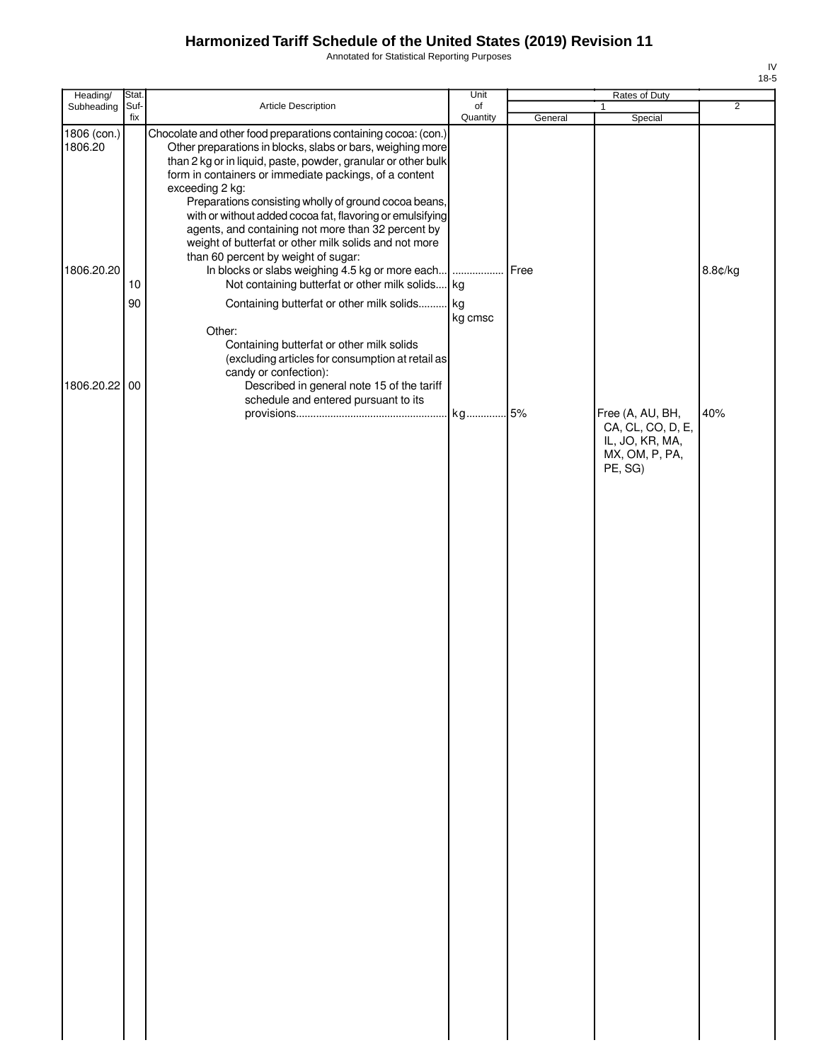# Harmonized Tariff Schedule of the United States (2019) Revision 11

Annotated for Statistical Reporting Purposes

| Heading/ Subheading | Stat. Suf- fix | Article Description | Unit of Quantity | Rates of Duty 1 General | Special | 2 |
|---|---|---|---|---|---|---|
| 1806 (con.) | | Chocolate and other food preparations containing cocoa: (con.) | | | | |
| 1806.20 | | Other preparations in blocks, slabs or bars, weighing more than 2 kg or in liquid, paste, powder, granular or other bulk form in containers or immediate packings, of a content exceeding 2 kg: | | | | |
| | | Preparations consisting wholly of ground cocoa beans, with or without added cocoa fat, flavoring or emulsifying agents, and containing not more than 32 percent by weight of butterfat or other milk solids and not more than 60 percent by weight of sugar: | | | | |
| 1806.20.20 | | In blocks or slabs weighing 4.5 kg or more each | | Free | | 8.8¢/kg |
| | 10 | Not containing butterfat or other milk solids | kg | | | |
| | 90 | Containing butterfat or other milk solids | kg kg cmsc | | | |
| | | Other: | | | | |
| | | Containing butterfat or other milk solids (excluding articles for consumption at retail as candy or confection): | | | | |
| 1806.20.22 | 00 | Described in general note 15 of the tariff schedule and entered pursuant to its provisions | kg | 5% | Free (A, AU, BH, CA, CL, CO, D, E, IL, JO, KR, MA, MX, OM, P, PA, PE, SG) | 40% |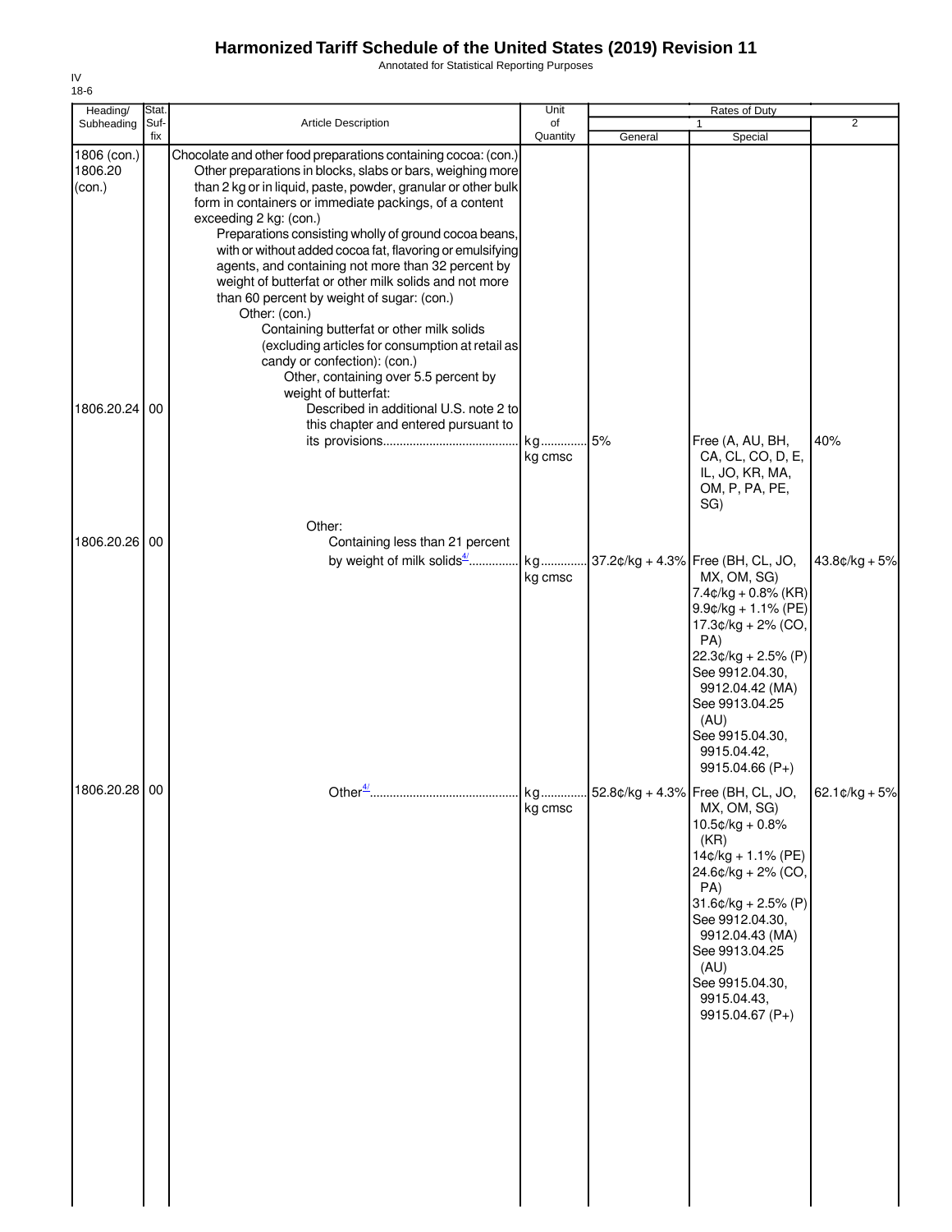# Harmonized Tariff Schedule of the United States (2019) Revision 11

Annotated for Statistical Reporting Purposes

IV
18-6

| Heading/ Subheading | Stat. Suf- fix | Article Description | Unit of Quantity | Rates of Duty 1 General | Special | 2 |
|---|---|---|---|---|---|---|
| 1806 (con.) 1806.20 (con.) | | Chocolate and other food preparations containing cocoa: (con.) Other preparations in blocks, slabs or bars, weighing more than 2 kg or in liquid, paste, powder, granular or other bulk form in containers or immediate packings, of a content exceeding 2 kg: (con.) Preparations consisting wholly of ground cocoa beans, with or without added cocoa fat, flavoring or emulsifying agents, and containing not more than 32 percent by weight of butterfat or other milk solids and not more than 60 percent by weight of sugar: (con.) Other: (con.) Containing butterfat or other milk solids (excluding articles for consumption at retail as candy or confection): (con.) Other, containing over 5.5 percent by weight of butterfat: | | | | |
| 1806.20.24 | 00 | Described in additional U.S. note 2 to this chapter and entered pursuant to its provisions | kg kg cmsc | 5% | Free (A, AU, BH, CA, CL, CO, D, E, IL, JO, KR, MA, OM, P, PA, PE, SG) | 40% |
| | | Other: | | | | |
| 1806.20.26 | 00 | Containing less than 21 percent by weight of milk solids[4/] | kg kg cmsc | 37.2¢/kg + 4.3% | Free (BH, CL, JO, MX, OM, SG) 7.4¢/kg + 0.8% (KR) 9.9¢/kg + 1.1% (PE) 17.3¢/kg + 2% (CO, PA) 22.3¢/kg + 2.5% (P) See 9912.04.30, 9912.04.42 (MA) See 9913.04.25 (AU) See 9915.04.30, 9915.04.42, 9915.04.66 (P+) | 43.8¢/kg + 5% |
| 1806.20.28 | 00 | Other[4/] | kg kg cmsc | 52.8¢/kg + 4.3% | Free (BH, CL, JO, MX, OM, SG) 10.5¢/kg + 0.8% (KR) 14¢/kg + 1.1% (PE) 24.6¢/kg + 2% (CO, PA) 31.6¢/kg + 2.5% (P) See 9912.04.30, 9912.04.43 (MA) See 9913.04.25 (AU) See 9915.04.30, 9915.04.43, 9915.04.67 (P+) | 62.1¢/kg + 5% |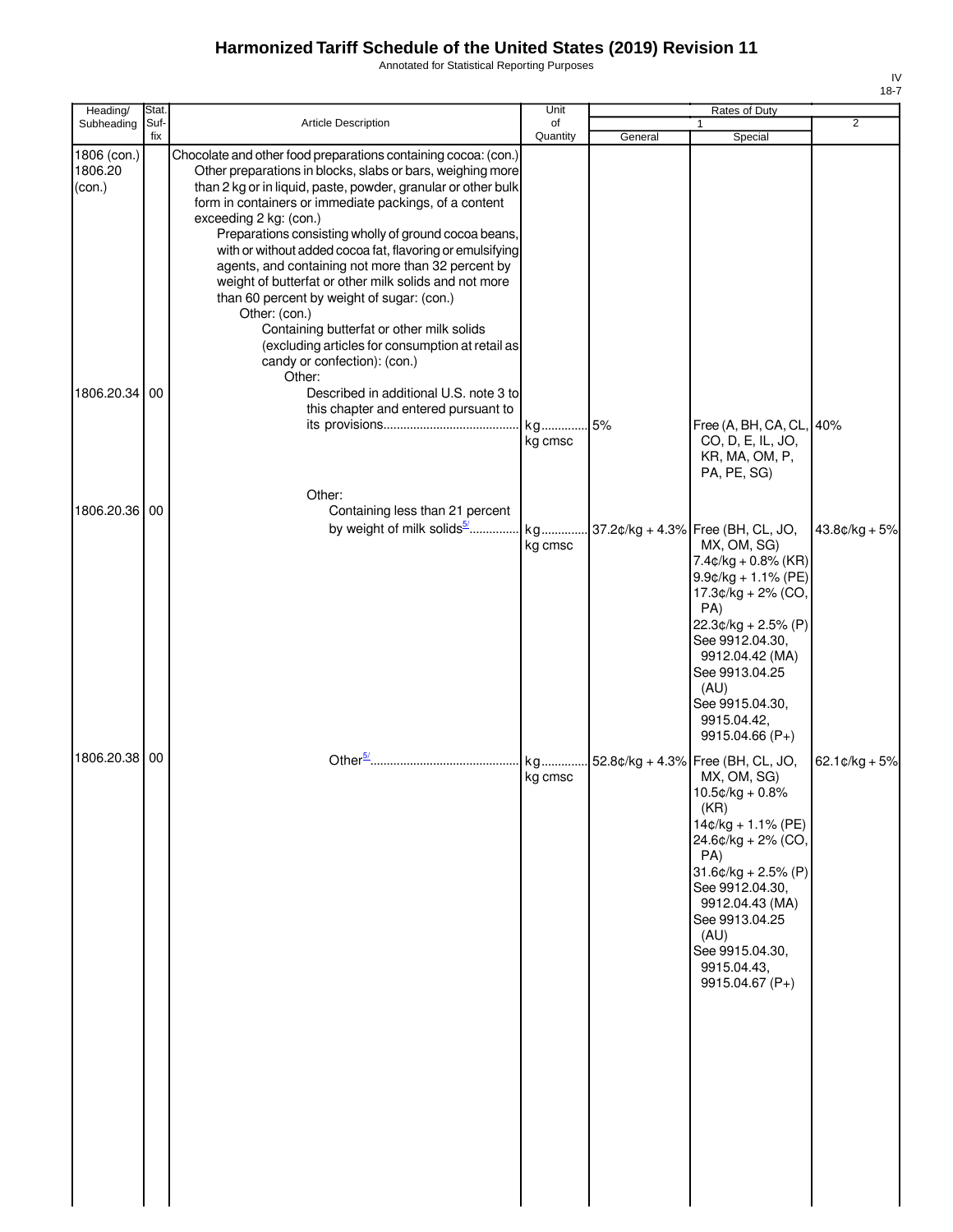# Harmonized Tariff Schedule of the United States (2019) Revision 11

Annotated for Statistical Reporting Purposes

IV
18-7

| Heading/ Subheading | Stat. Suf- fix | Article Description | Unit of Quantity | Rates of Duty 1 General | Special | 2 |
|---|---|---|---|---|---|---|
| 1806 (con.) 1806.20 (con.) | | Chocolate and other food preparations containing cocoa: (con.) Other preparations in blocks, slabs or bars, weighing more than 2 kg or in liquid, paste, powder, granular or other bulk form in containers or immediate packings, of a content exceeding 2 kg: (con.) Preparations consisting wholly of ground cocoa beans, with or without added cocoa fat, flavoring or emulsifying agents, and containing not more than 32 percent by weight of butterfat or other milk solids and not more than 60 percent by weight of sugar: (con.) Other: (con.) Containing butterfat or other milk solids (excluding articles for consumption at retail as candy or confection): (con.) Other: | | | | |
| 1806.20.34 | 00 | Described in additional U.S. note 3 to this chapter and entered pursuant to its provisions | kg kg cmsc | 5% | Free (A, BH, CA, CL, CO, D, E, IL, JO, KR, MA, OM, P, PA, PE, SG) | 40% |
| | | Other: | | | | |
| 1806.20.36 | 00 | Containing less than 21 percent by weight of milk solids[5/] | kg kg cmsc | 37.2¢/kg + 4.3% | Free (BH, CL, JO, MX, OM, SG) 7.4¢/kg + 0.8% (KR) 9.9¢/kg + 1.1% (PE) 17.3¢/kg + 2% (CO, PA) 22.3¢/kg + 2.5% (P) See 9912.04.30, 9912.04.42 (MA) See 9913.04.25 (AU) See 9915.04.30, 9915.04.42, 9915.04.66 (P+) | 43.8¢/kg + 5% |
| 1806.20.38 | 00 | Other[5/] | kg kg cmsc | 52.8¢/kg + 4.3% | Free (BH, CL, JO, MX, OM, SG) 10.5¢/kg + 0.8% (KR) 14¢/kg + 1.1% (PE) 24.6¢/kg + 2% (CO, PA) 31.6¢/kg + 2.5% (P) See 9912.04.30, 9912.04.43 (MA) See 9913.04.25 (AU) See 9915.04.30, 9915.04.43, 9915.04.67 (P+) | 62.1¢/kg + 5% |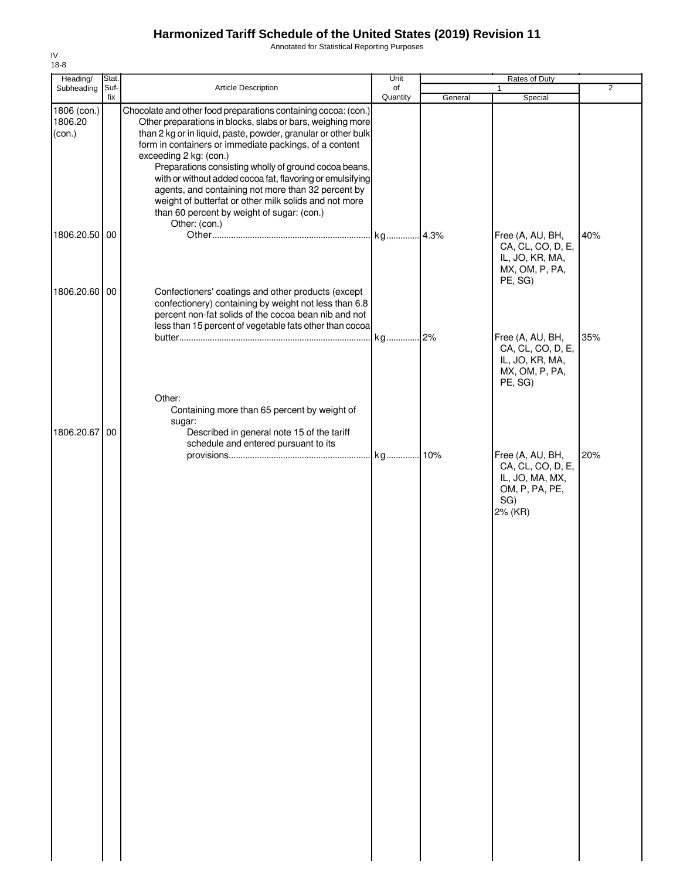# Harmonized Tariff Schedule of the United States (2019) Revision 11

Annotated for Statistical Reporting Purposes

IV
18-8

| Heading/ Subheading | Stat. Suf-fix | Article Description | Unit of Quantity | Rates of Duty 1 General | Special | 2 |
|---|---|---|---|---|---|---|
| 1806 (con.) 1806.20 (con.) | | Chocolate and other food preparations containing cocoa: (con.) Other preparations in blocks, slabs or bars, weighing more than 2 kg or in liquid, paste, powder, granular or other bulk form in containers or immediate packings, of a content exceeding 2 kg: (con.) Preparations consisting wholly of ground cocoa beans, with or without added cocoa fat, flavoring or emulsifying agents, and containing not more than 32 percent by weight of butterfat or other milk solids and not more than 60 percent by weight of sugar: (con.) Other: (con.) | | | | |
| 1806.20.50 | 00 | Other | kg | 4.3% | Free (A, AU, BH, CA, CL, CO, D, E, IL, JO, KR, MA, MX, OM, P, PA, PE, SG) | 40% |
| 1806.20.60 | 00 | Confectioners' coatings and other products (except confectionery) containing by weight not less than 6.8 percent non-fat solids of the cocoa bean nib and not less than 15 percent of vegetable fats other than cocoa butter | kg | 2% | Free (A, AU, BH, CA, CL, CO, D, E, IL, JO, KR, MA, MX, OM, P, PA, PE, SG) | 35% |
| | | Other: Containing more than 65 percent by weight of sugar: | | | | |
| 1806.20.67 | 00 | Described in general note 15 of the tariff schedule and entered pursuant to its provisions | kg | 10% | Free (A, AU, BH, CA, CL, CO, D, E, IL, JO, MA, MX, OM, P, PA, PE, SG) 2% (KR) | 20% |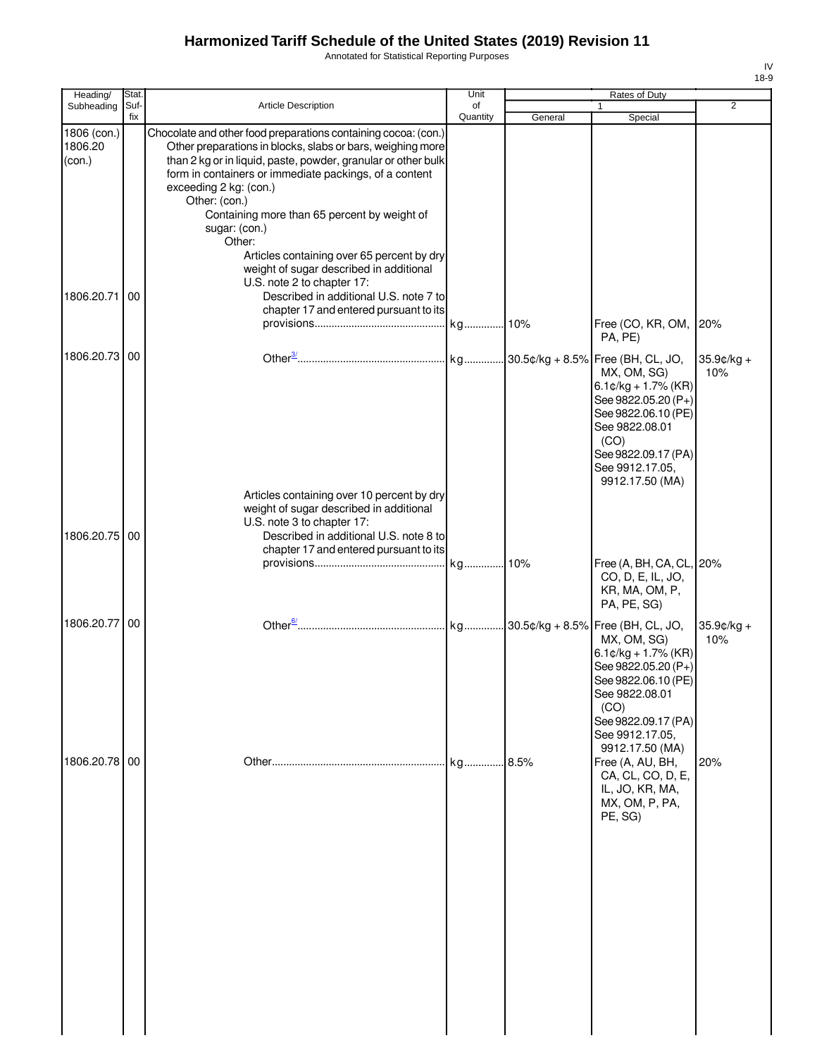# Harmonized Tariff Schedule of the United States (2019) Revision 11

Annotated for Statistical Reporting Purposes

| Heading/ Subheading | Stat. Suf- fix | Article Description | Unit of Quantity | Rates of Duty 1 General | Special | 2 |
|---|---|---|---|---|---|---|
| 1806 (con.) 1806.20 (con.) | | Chocolate and other food preparations containing cocoa: (con.) Other preparations in blocks, slabs or bars, weighing more than 2 kg or in liquid, paste, powder, granular or other bulk form in containers or immediate packings, of a content exceeding 2 kg: (con.) Other: (con.) Containing more than 65 percent by weight of sugar: (con.) Other: Articles containing over 65 percent by dry weight of sugar described in additional U.S. note 2 to chapter 17: | | | | |
| 1806.20.71 | 00 | Described in additional U.S. note 7 to chapter 17 and entered pursuant to its provisions | kg | 10% | Free (CO, KR, OM, PA, PE) | 20% |
| 1806.20.73 | 00 | Other[3/] | kg | 30.5¢/kg + 8.5% | Free (BH, CL, JO, MX, OM, SG) 6.1¢/kg + 1.7% (KR) See 9822.05.20 (P+) See 9822.06.10 (PE) See 9822.08.01 (CO) See 9822.09.17 (PA) See 9912.17.05, 9912.17.50 (MA) | 35.9¢/kg + 10% |
| | | Articles containing over 10 percent by dry weight of sugar described in additional U.S. note 3 to chapter 17: | | | | |
| 1806.20.75 | 00 | Described in additional U.S. note 8 to chapter 17 and entered pursuant to its provisions | kg | 10% | Free (A, BH, CA, CL, CO, D, E, IL, JO, KR, MA, OM, P, PA, PE, SG) | 20% |
| 1806.20.77 | 00 | Other[6/] | kg | 30.5¢/kg + 8.5% | Free (BH, CL, JO, MX, OM, SG) 6.1¢/kg + 1.7% (KR) See 9822.05.20 (P+) See 9822.06.10 (PE) See 9822.08.01 (CO) See 9822.09.17 (PA) See 9912.17.05, 9912.17.50 (MA) | 35.9¢/kg + 10% |
| 1806.20.78 | 00 | Other | kg | 8.5% | Free (A, AU, BH, CA, CL, CO, D, E, IL, JO, KR, MA, MX, OM, P, PA, PE, SG) | 20% |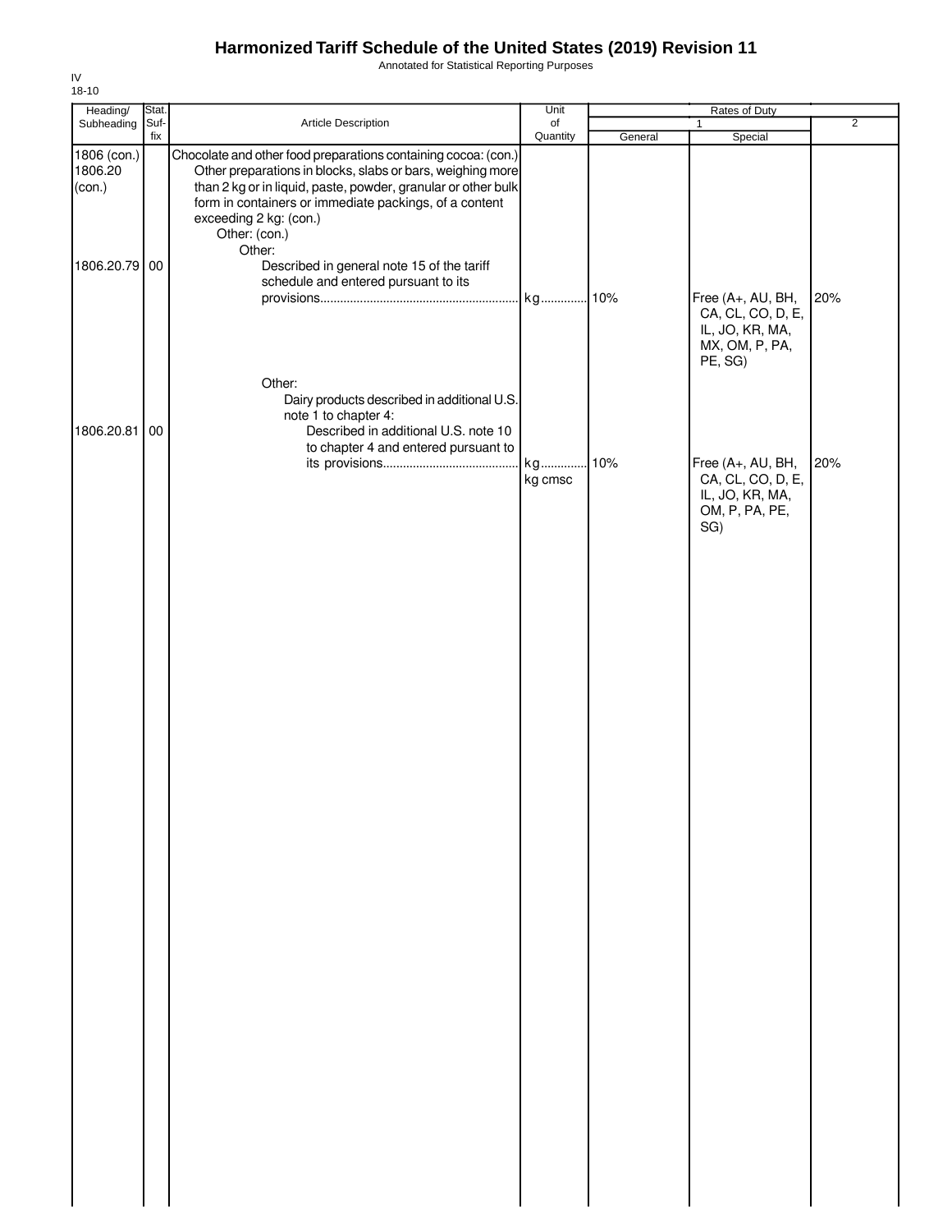# Harmonized Tariff Schedule of the United States (2019) Revision 11

Annotated for Statistical Reporting Purposes

IV
18-10

| Heading/ Subheading | Stat. Suf- fix | Article Description | Unit of Quantity | Rates of Duty 1 General | Rates of Duty 1 Special | Rates of Duty 2 |
|---|---|---|---|---|---|---|
| 1806 (con.) 1806.20 (con.) | | Chocolate and other food preparations containing cocoa: (con.) Other preparations in blocks, slabs or bars, weighing more than 2 kg or in liquid, paste, powder, granular or other bulk form in containers or immediate packings, of a content exceeding 2 kg: (con.) Other: (con.) Other: | | | | |
| 1806.20.79 | 00 | Described in general note 15 of the tariff schedule and entered pursuant to its provisions | kg | 10% | Free (A+, AU, BH, CA, CL, CO, D, E, IL, JO, KR, MA, MX, OM, P, PA, PE, SG) | 20% |
| | | Other: Dairy products described in additional U.S. note 1 to chapter 4: | | | | |
| 1806.20.81 | 00 | Described in additional U.S. note 10 to chapter 4 and entered pursuant to its provisions | kg kg cmsc | 10% | Free (A+, AU, BH, CA, CL, CO, D, E, IL, JO, KR, MA, OM, P, PA, PE, SG) | 20% |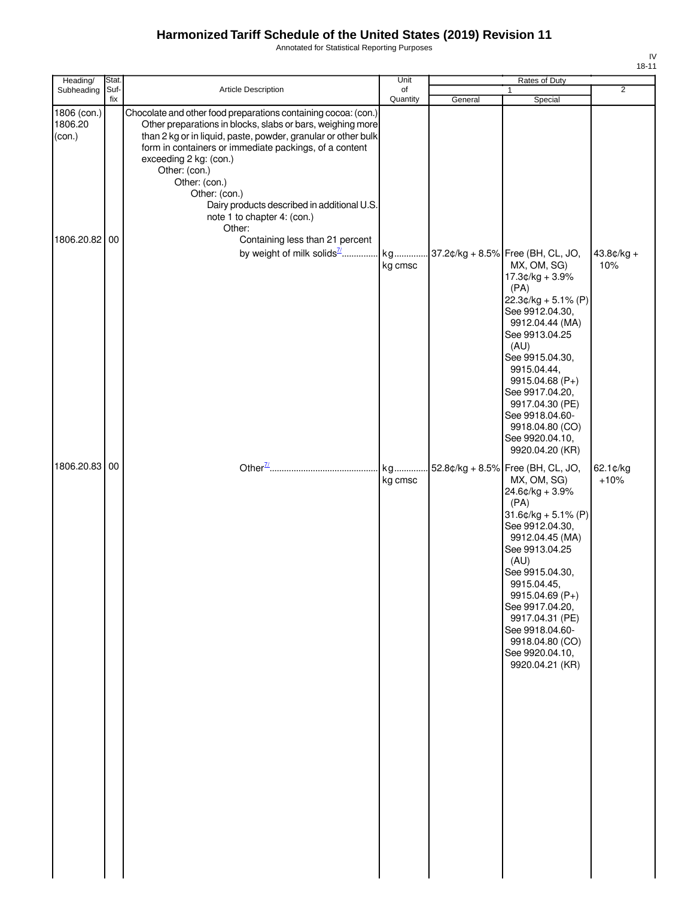# Harmonized Tariff Schedule of the United States (2019) Revision 11

Annotated for Statistical Reporting Purposes

IV
18-11

| Heading/ Subheading | Stat. Suf-fix | Article Description | Unit of Quantity | Rates of Duty 1 General | Special | 2 |
|---|---|---|---|---|---|---|
| 1806 (con.) 1806.20 (con.) | | Chocolate and other food preparations containing cocoa: (con.) Other preparations in blocks, slabs or bars, weighing more than 2 kg or in liquid, paste, powder, granular or other bulk form in containers or immediate packings, of a content exceeding 2 kg: (con.) Other: (con.) Other: (con.) Other: (con.) Dairy products described in additional U.S. note 1 to chapter 4: (con.) Other: | | | | |
| 1806.20.82 | 00 | Containing less than 21 percent by weight of milk solids[7/] | kg kg cmsc | 37.2¢/kg + 8.5% | Free (BH, CL, JO, MX, OM, SG) 17.3¢/kg + 3.9% (PA) 22.3¢/kg + 5.1% (P) See 9912.04.30, 9912.04.44 (MA) See 9913.04.25 (AU) See 9915.04.30, 9915.04.44, 9915.04.68 (P+) See 9917.04.20, 9917.04.30 (PE) See 9918.04.60-9918.04.80 (CO) See 9920.04.10, 9920.04.20 (KR) | 43.8¢/kg + 10% |
| 1806.20.83 | 00 | Other[7/] | kg kg cmsc | 52.8¢/kg + 8.5% | Free (BH, CL, JO, MX, OM, SG) 24.6¢/kg + 3.9% (PA) 31.6¢/kg + 5.1% (P) See 9912.04.30, 9912.04.45 (MA) See 9913.04.25 (AU) See 9915.04.30, 9915.04.45, 9915.04.69 (P+) See 9917.04.20, 9917.04.31 (PE) See 9918.04.60-9918.04.80 (CO) See 9920.04.10, 9920.04.21 (KR) | 62.1¢/kg +10% |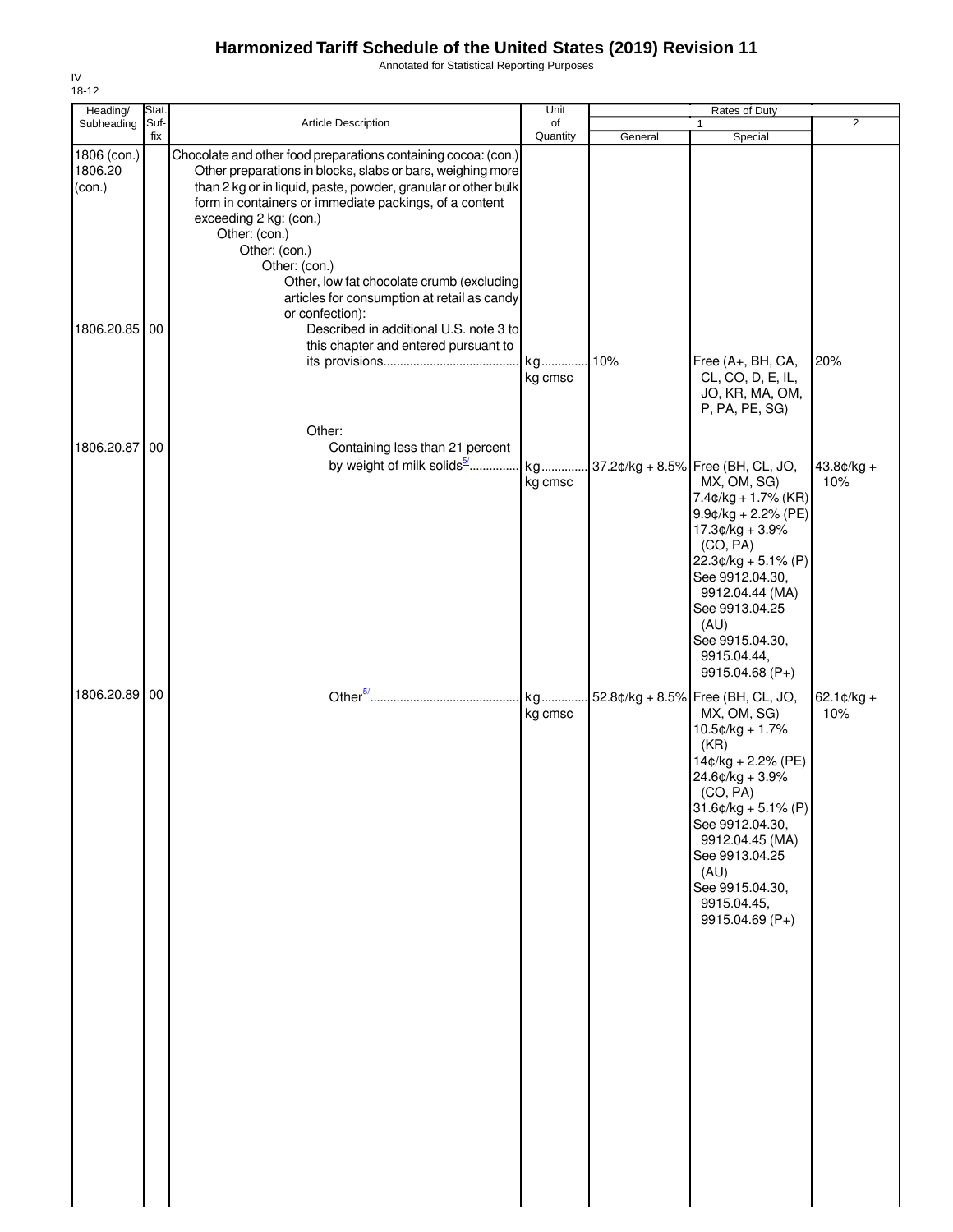# Harmonized Tariff Schedule of the United States (2019) Revision 11

Annotated for Statistical Reporting Purposes

IV
18-12

| Heading/ Subheading | Stat. Suf- fix | Article Description | Unit of Quantity | Rates of Duty 1 General | Special | 2 |
|---|---|---|---|---|---|---|
| 1806 (con.) 1806.20 (con.) | | Chocolate and other food preparations containing cocoa: (con.) Other preparations in blocks, slabs or bars, weighing more than 2 kg or in liquid, paste, powder, granular or other bulk form in containers or immediate packings, of a content exceeding 2 kg: (con.) Other: (con.) Other: (con.) Other: (con.) Other, low fat chocolate crumb (excluding articles for consumption at retail as candy or confection): | | | | |
| 1806.20.85 | 00 | Described in additional U.S. note 3 to this chapter and entered pursuant to its provisions | kg kg cmsc | 10% | Free (A+, BH, CA, CL, CO, D, E, IL, JO, KR, MA, OM, P, PA, PE, SG) | 20% |
| | | Other: | | | | |
| 1806.20.87 | 00 | Containing less than 21 percent by weight of milk solids[5/] | kg kg cmsc | 37.2¢/kg + 8.5% | Free (BH, CL, JO, MX, OM, SG) 7.4¢/kg + 1.7% (KR) 9.9¢/kg + 2.2% (PE) 17.3¢/kg + 3.9% (CO, PA) 22.3¢/kg + 5.1% (P) See 9912.04.30, 9912.04.44 (MA) See 9913.04.25 (AU) See 9915.04.30, 9915.04.44, 9915.04.68 (P+) | 43.8¢/kg + 10% |
| 1806.20.89 | 00 | Other[5/] | kg kg cmsc | 52.8¢/kg + 8.5% | Free (BH, CL, JO, MX, OM, SG) 10.5¢/kg + 1.7% (KR) 14¢/kg + 2.2% (PE) 24.6¢/kg + 3.9% (CO, PA) 31.6¢/kg + 5.1% (P) See 9912.04.30, 9912.04.45 (MA) See 9913.04.25 (AU) See 9915.04.30, 9915.04.45, 9915.04.69 (P+) | 62.1¢/kg + 10% |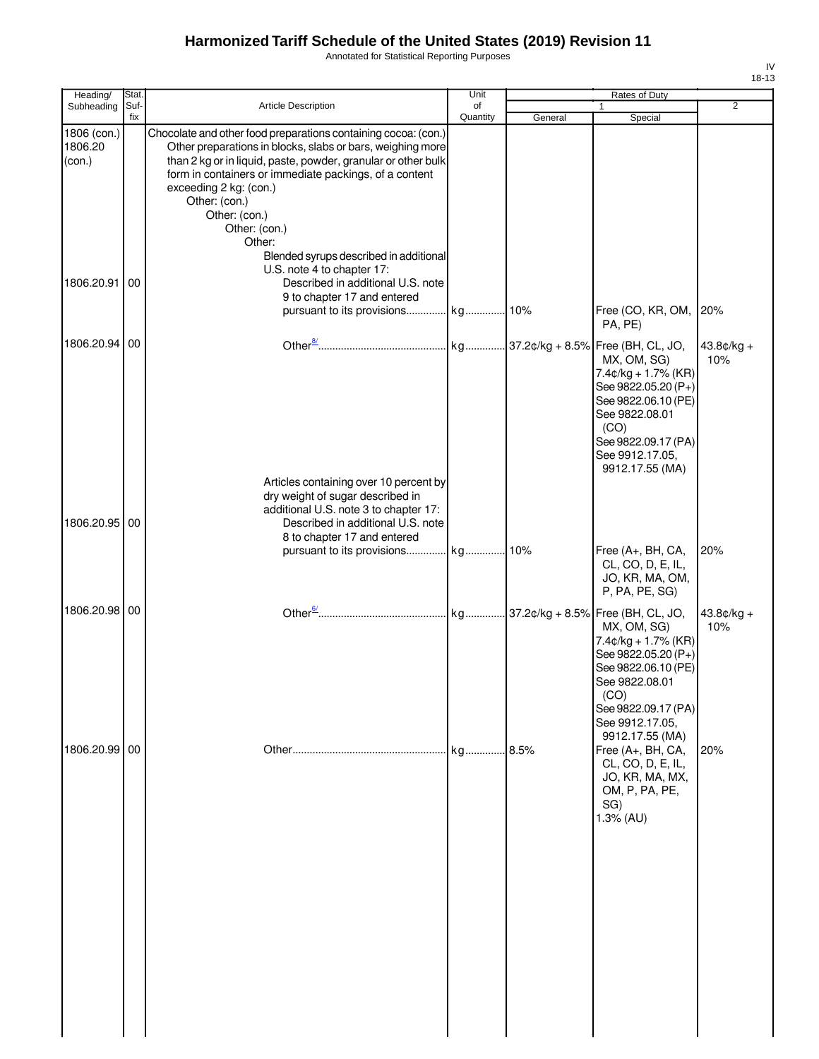# Harmonized Tariff Schedule of the United States (2019) Revision 11

Annotated for Statistical Reporting Purposes

IV
18-13

| Heading/ Subheading | Stat. Suf- fix | Article Description | Unit of Quantity | Rates of Duty 1 General | Special | 2 |
|---|---|---|---|---|---|---|
| 1806 (con.) 1806.20 (con.) | | Chocolate and other food preparations containing cocoa: (con.) Other preparations in blocks, slabs or bars, weighing more than 2 kg or in liquid, paste, powder, granular or other bulk form in containers or immediate packings, of a content exceeding 2 kg: (con.) Other: (con.) Other: (con.) Other: (con.) Other: Blended syrups described in additional U.S. note 4 to chapter 17: | | | | |
| 1806.20.91 | 00 | Described in additional U.S. note 9 to chapter 17 and entered pursuant to its provisions | kg | 10% | Free (CO, KR, OM, PA, PE) | 20% |
| 1806.20.94 | 00 | Other[8/] | kg | 37.2¢/kg + 8.5% | Free (BH, CL, JO, MX, OM, SG) 7.4¢/kg + 1.7% (KR) See 9822.05.20 (P+) See 9822.06.10 (PE) See 9822.08.01 (CO) See 9822.09.17 (PA) See 9912.17.05, 9912.17.55 (MA) | 43.8¢/kg + 10% |
| | | Articles containing over 10 percent by dry weight of sugar described in additional U.S. note 3 to chapter 17: | | | | |
| 1806.20.95 | 00 | Described in additional U.S. note 8 to chapter 17 and entered pursuant to its provisions | kg | 10% | Free (A+, BH, CA, CL, CO, D, E, IL, JO, KR, MA, OM, P, PA, PE, SG) | 20% |
| 1806.20.98 | 00 | Other[6/] | kg | 37.2¢/kg + 8.5% | Free (BH, CL, JO, MX, OM, SG) 7.4¢/kg + 1.7% (KR) See 9822.05.20 (P+) See 9822.06.10 (PE) See 9822.08.01 (CO) See 9822.09.17 (PA) See 9912.17.05, 9912.17.55 (MA) | 43.8¢/kg + 10% |
| 1806.20.99 | 00 | Other | kg | 8.5% | Free (A+, BH, CA, CL, CO, D, E, IL, JO, KR, MA, MX, OM, P, PA, PE, SG) 1.3% (AU) | 20% |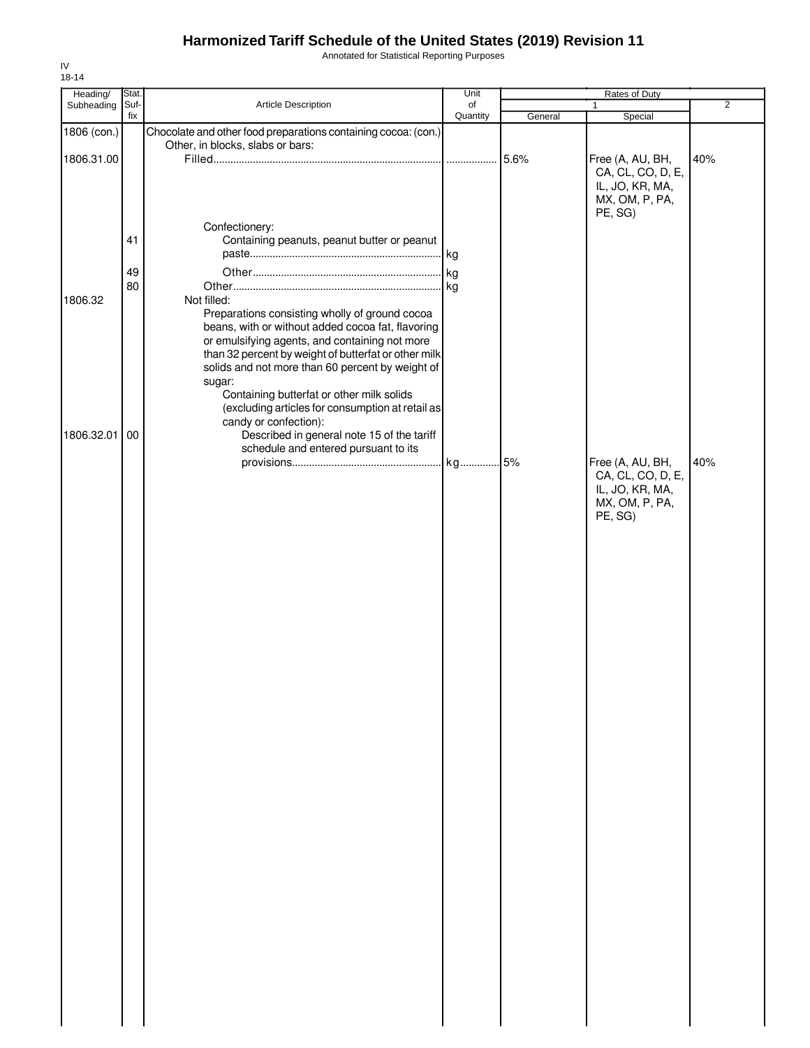# Harmonized Tariff Schedule of the United States (2019) Revision 11

Annotated for Statistical Reporting Purposes

IV
18-14

| Heading/ Subheading | Stat. Suf-fix | Article Description | Unit of Quantity | Rates of Duty 1 General | Rates of Duty 1 Special | Rates of Duty 2 |
|---|---|---|---|---|---|---|
| 1806 (con.) | | Chocolate and other food preparations containing cocoa: (con.) | | | | |
| | | Other, in blocks, slabs or bars: | | | | |
| 1806.31.00 | | Filled | | 5.6% | Free (A, AU, BH, CA, CL, CO, D, E, IL, JO, KR, MA, MX, OM, P, PA, PE, SG) | 40% |
| | | Confectionery: | | | | |
| | 41 | Containing peanuts, peanut butter or peanut paste | kg | | | |
| | 49 | Other | kg | | | |
| | 80 | Other | kg | | | |
| 1806.32 | | Not filled: | | | | |
| | | Preparations consisting wholly of ground cocoa beans, with or without added cocoa fat, flavoring or emulsifying agents, and containing not more than 32 percent by weight of butterfat or other milk solids and not more than 60 percent by weight of sugar: | | | | |
| | | Containing butterfat or other milk solids (excluding articles for consumption at retail as candy or confection): | | | | |
| 1806.32.01 | 00 | Described in general note 15 of the tariff schedule and entered pursuant to its provisions | kg | 5% | Free (A, AU, BH, CA, CL, CO, D, E, IL, JO, KR, MA, MX, OM, P, PA, PE, SG) | 40% |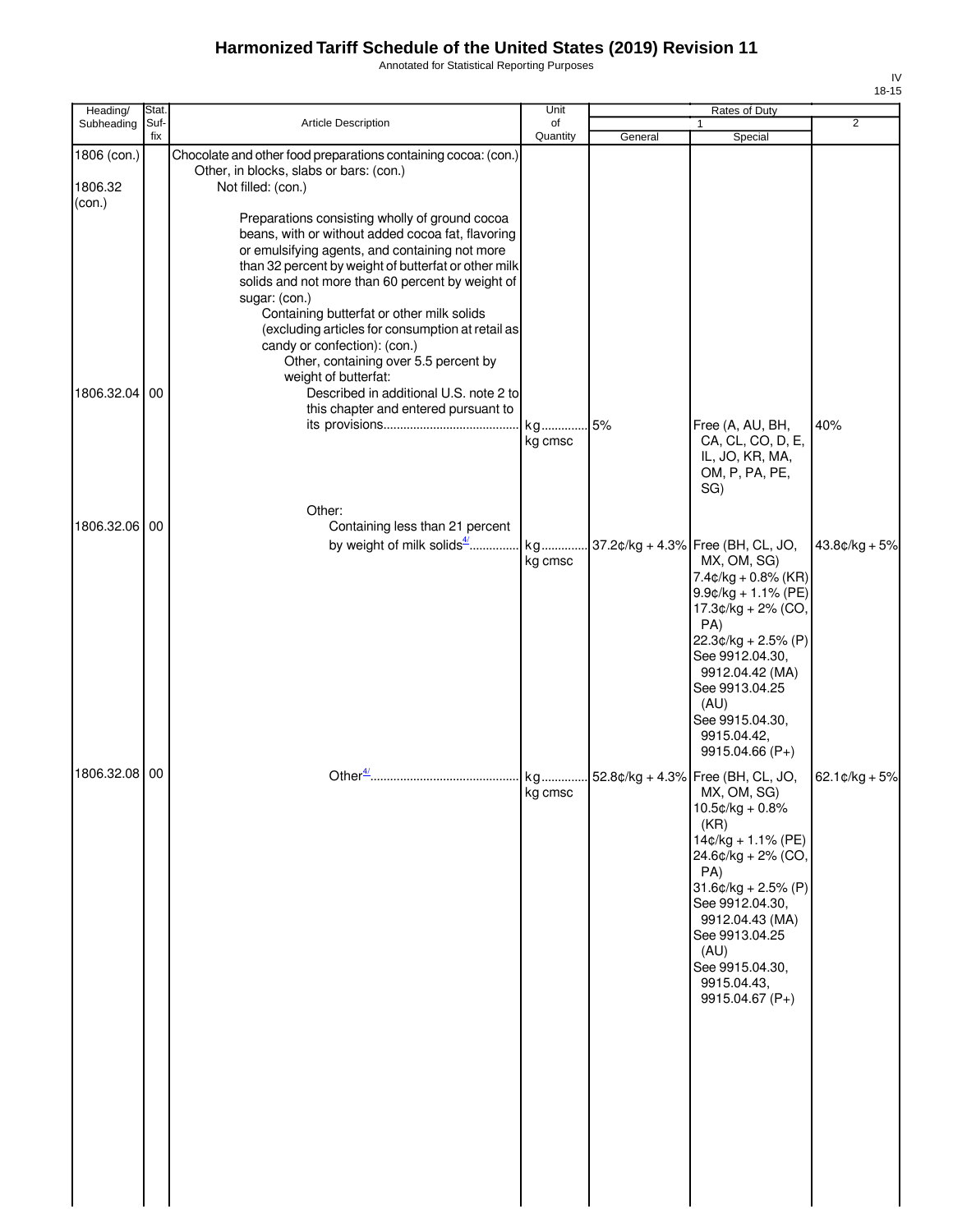# Harmonized Tariff Schedule of the United States (2019) Revision 11

Annotated for Statistical Reporting Purposes

IV
18-15

| Heading/ Subheading | Stat. Suf- fix | Article Description | Unit of Quantity | Rates of Duty 1 General | Special | 2 |
|---|---|---|---|---|---|---|
| 1806 (con.) | | Chocolate and other food preparations containing cocoa: (con.) | | | | |
| | | Other, in blocks, slabs or bars: (con.) | | | | |
| 1806.32 (con.) | | Not filled: (con.) | | | | |
| | | Preparations consisting wholly of ground cocoa beans, with or without added cocoa fat, flavoring or emulsifying agents, and containing not more than 32 percent by weight of butterfat or other milk solids and not more than 60 percent by weight of sugar: (con.) | | | | |
| | | Containing butterfat or other milk solids (excluding articles for consumption at retail as candy or confection): (con.) | | | | |
| | | Other, containing over 5.5 percent by weight of butterfat: | | | | |
| 1806.32.04 | 00 | Described in additional U.S. note 2 to this chapter and entered pursuant to its provisions | kg kg cmsc | 5% | Free (A, AU, BH, CA, CL, CO, D, E, IL, JO, KR, MA, OM, P, PA, PE, SG) | 40% |
| | | Other: | | | | |
| 1806.32.06 | 00 | Containing less than 21 percent by weight of milk solids[4/] | kg kg cmsc | 37.2¢/kg + 4.3% | Free (BH, CL, JO, MX, OM, SG) 7.4¢/kg + 0.8% (KR) 9.9¢/kg + 1.1% (PE) 17.3¢/kg + 2% (CO, PA) 22.3¢/kg + 2.5% (P) See 9912.04.30, 9912.04.42 (MA) See 9913.04.25 (AU) See 9915.04.30, 9915.04.42, 9915.04.66 (P+) | 43.8¢/kg + 5% |
| 1806.32.08 | 00 | Other[4/] | kg kg cmsc | 52.8¢/kg + 4.3% | Free (BH, CL, JO, MX, OM, SG) 10.5¢/kg + 0.8% (KR) 14¢/kg + 1.1% (PE) 24.6¢/kg + 2% (CO, PA) 31.6¢/kg + 2.5% (P) See 9912.04.30, 9912.04.43 (MA) See 9913.04.25 (AU) See 9915.04.30, 9915.04.43, 9915.04.67 (P+) | 62.1¢/kg + 5% |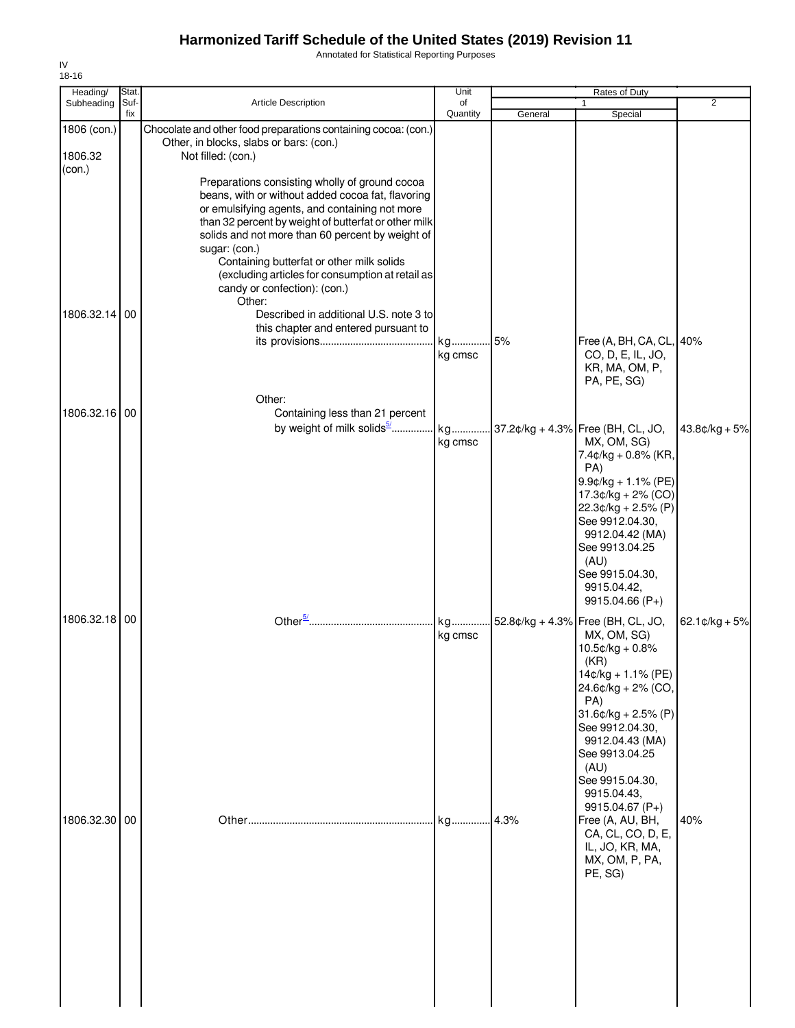# Harmonized Tariff Schedule of the United States (2019) Revision 11

Annotated for Statistical Reporting Purposes

IV
18-16

| Heading/ Subheading | Stat. Suf- fix | Article Description | Unit of Quantity | Rates of Duty 1 General | Special | 2 |
|---|---|---|---|---|---|---|
| 1806 (con.) | | Chocolate and other food preparations containing cocoa: (con.) | | | | |
| | | Other, in blocks, slabs or bars: (con.) | | | | |
| 1806.32 (con.) | | Not filled: (con.) | | | | |
| | | Preparations consisting wholly of ground cocoa beans, with or without added cocoa fat, flavoring or emulsifying agents, and containing not more than 32 percent by weight of butterfat or other milk solids and not more than 60 percent by weight of sugar: (con.) | | | | |
| | | Containing butterfat or other milk solids (excluding articles for consumption at retail as candy or confection): (con.) | | | | |
| | | Other: | | | | |
| 1806.32.14 | 00 | Described in additional U.S. note 3 to this chapter and entered pursuant to its provisions | kg kg cmsc | 5% | Free (A, BH, CA, CL, CO, D, E, IL, JO, KR, MA, OM, P, PA, PE, SG) | 40% |
| | | Other: | | | | |
| 1806.32.16 | 00 | Containing less than 21 percent by weight of milk solids[5/] | kg kg cmsc | 37.2¢/kg + 4.3% | Free (BH, CL, JO, MX, OM, SG) 7.4¢/kg + 0.8% (KR, PA) 9.9¢/kg + 1.1% (PE) 17.3¢/kg + 2% (CO) 22.3¢/kg + 2.5% (P) See 9912.04.30, 9912.04.42 (MA) See 9913.04.25 (AU) See 9915.04.30, 9915.04.42, 9915.04.66 (P+) | 43.8¢/kg + 5% |
| 1806.32.18 | 00 | Other[5/] | kg kg cmsc | 52.8¢/kg + 4.3% | Free (BH, CL, JO, MX, OM, SG) 10.5¢/kg + 0.8% (KR) 14¢/kg + 1.1% (PE) 24.6¢/kg + 2% (CO, PA) 31.6¢/kg + 2.5% (P) See 9912.04.30, 9912.04.43 (MA) See 9913.04.25 (AU) See 9915.04.30, 9915.04.43, 9915.04.67 (P+) | 62.1¢/kg + 5% |
| 1806.32.30 | 00 | Other | kg | 4.3% | Free (A, AU, BH, CA, CL, CO, D, E, IL, JO, KR, MA, MX, OM, P, PA, PE, SG) | 40% |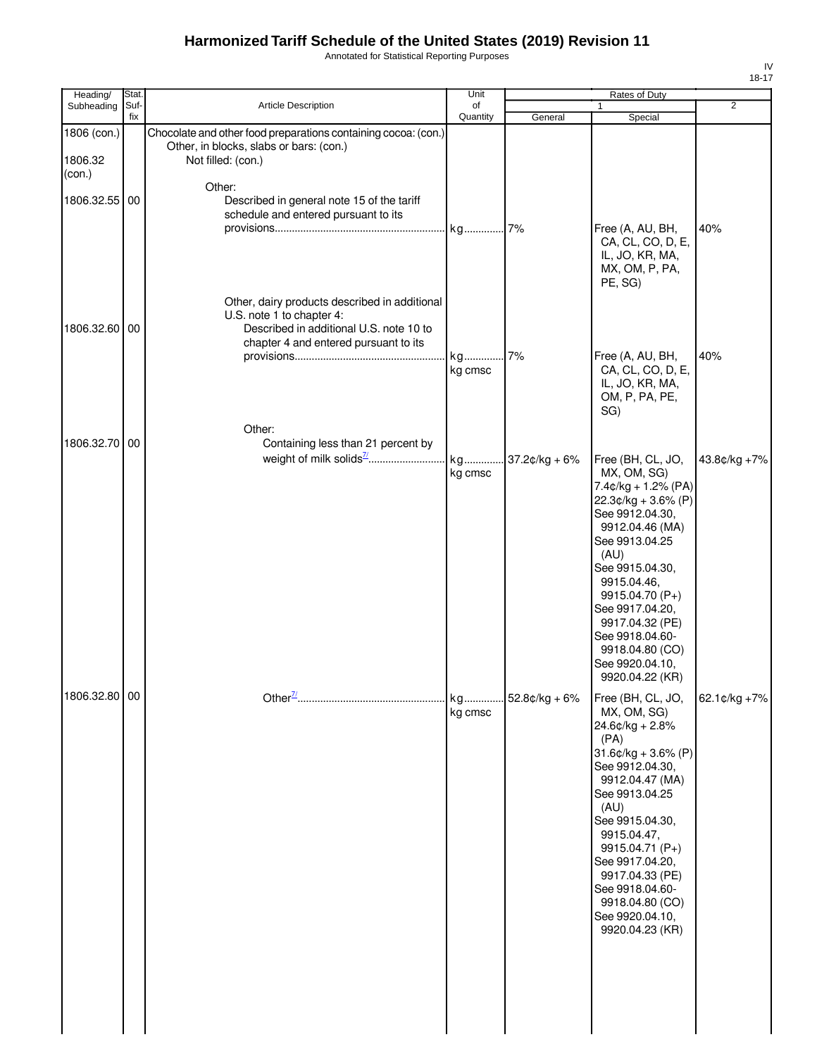# Harmonized Tariff Schedule of the United States (2019) Revision 11

Annotated for Statistical Reporting Purposes

IV
18-17

| Heading/ Subheading | Stat. Suf-fix | Article Description | Unit of Quantity | Rates of Duty 1 General | Special | 2 |
|---|---|---|---|---|---|---|
| 1806 (con.) | | Chocolate and other food preparations containing cocoa: (con.) | | | | |
| | | Other, in blocks, slabs or bars: (con.) | | | | |
| 1806.32 (con.) | | Not filled: (con.) | | | | |
| | | Other: | | | | |
| 1806.32.55 | 00 | Described in general note 15 of the tariff schedule and entered pursuant to its provisions | kg | 7% | Free (A, AU, BH, CA, CL, CO, D, E, IL, JO, KR, MA, MX, OM, P, PA, PE, SG) | 40% |
| | | Other, dairy products described in additional U.S. note 1 to chapter 4: | | | | |
| 1806.32.60 | 00 | Described in additional U.S. note 10 to chapter 4 and entered pursuant to its provisions | kg<br>kg cmsc | 7% | Free (A, AU, BH, CA, CL, CO, D, E, IL, JO, KR, MA, OM, P, PA, PE, SG) | 40% |
| | | Other: | | | | |
| 1806.32.70 | 00 | Containing less than 21 percent by weight of milk solids[7/] | kg<br>kg cmsc | 37.2¢/kg + 6% | Free (BH, CL, JO, MX, OM, SG)<br>7.4¢/kg + 1.2% (PA)<br>22.3¢/kg + 3.6% (P)<br>See 9912.04.30, 9912.04.46 (MA)<br>See 9913.04.25 (AU)<br>See 9915.04.30, 9915.04.46, 9915.04.70 (P+)<br>See 9917.04.20, 9917.04.32 (PE)<br>See 9918.04.60-9918.04.80 (CO)<br>See 9920.04.10, 9920.04.22 (KR) | 43.8¢/kg +7% |
| 1806.32.80 | 00 | Other[7/] | kg<br>kg cmsc | 52.8¢/kg + 6% | Free (BH, CL, JO, MX, OM, SG)<br>24.6¢/kg + 2.8% (PA)<br>31.6¢/kg + 3.6% (P)<br>See 9912.04.30, 9912.04.47 (MA)<br>See 9913.04.25 (AU)<br>See 9915.04.30, 9915.04.47, 9915.04.71 (P+)<br>See 9917.04.20, 9917.04.33 (PE)<br>See 9918.04.60-9918.04.80 (CO)<br>See 9920.04.10, 9920.04.23 (KR) | 62.1¢/kg +7% |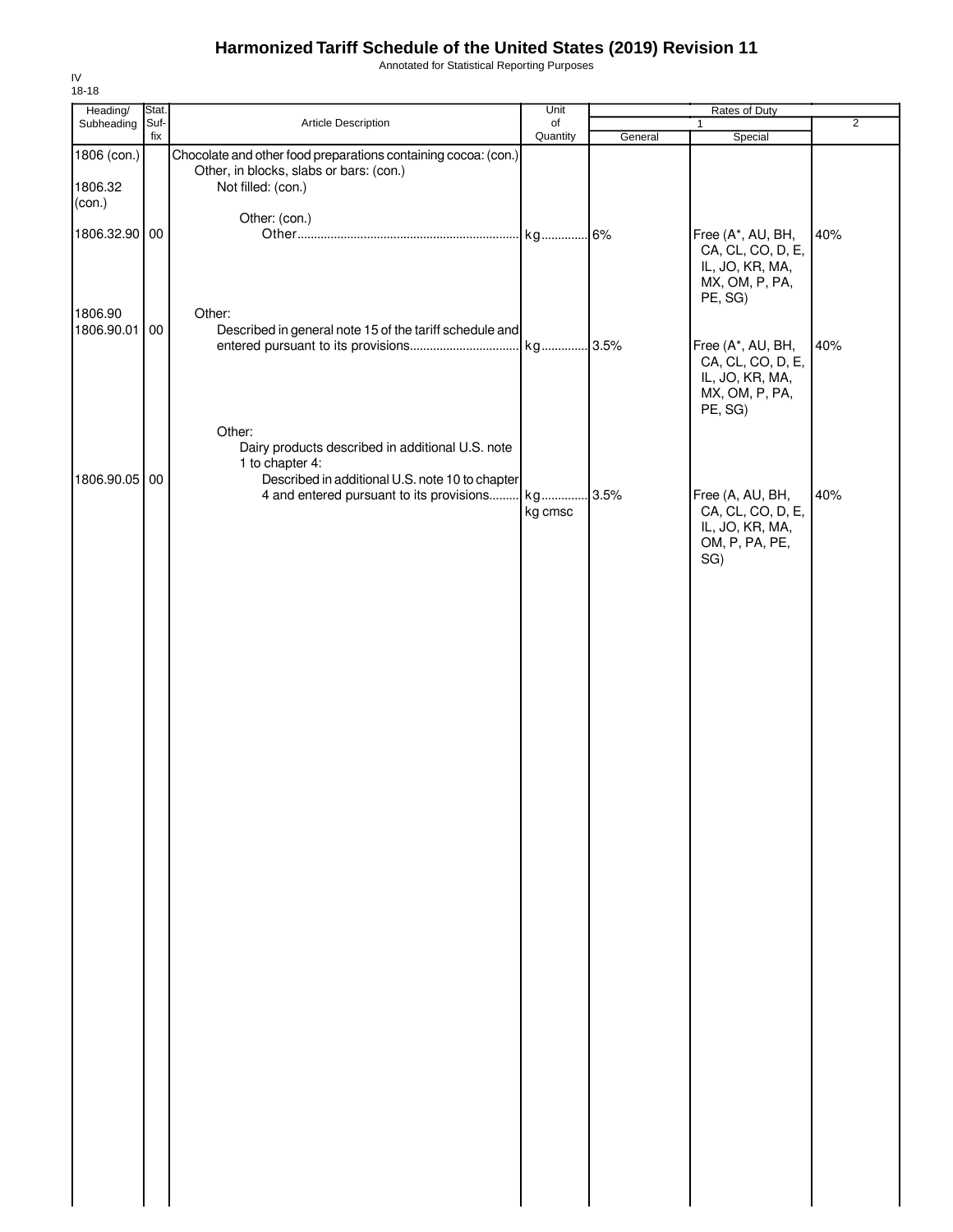# Harmonized Tariff Schedule of the United States (2019) Revision 11

Annotated for Statistical Reporting Purposes

IV
18-18

| Heading/ Subheading | Stat. Suf-fix | Article Description | Unit of Quantity | Rates of Duty 1 General | Special | 2 |
|---|---|---|---|---|---|---|
| 1806 (con.) | | Chocolate and other food preparations containing cocoa: (con.) | | | | |
| | | Other, in blocks, slabs or bars: (con.) | | | | |
| 1806.32 (con.) | | Not filled: (con.) | | | | |
| | | Other: (con.) | | | | |
| 1806.32.90 | 00 | Other | kg | 6% | Free (A*, AU, BH, CA, CL, CO, D, E, IL, JO, KR, MA, MX, OM, P, PA, PE, SG) | 40% |
| 1806.90 | | Other: | | | | |
| 1806.90.01 | 00 | Described in general note 15 of the tariff schedule and entered pursuant to its provisions | kg | 3.5% | Free (A*, AU, BH, CA, CL, CO, D, E, IL, JO, KR, MA, MX, OM, P, PA, PE, SG) | 40% |
| | | Other: | | | | |
| | | Dairy products described in additional U.S. note 1 to chapter 4: | | | | |
| 1806.90.05 | 00 | Described in additional U.S. note 10 to chapter 4 and entered pursuant to its provisions | kg<br>kg cmsc | 3.5% | Free (A, AU, BH, CA, CL, CO, D, E, IL, JO, KR, MA, OM, P, PA, PE, SG) | 40% |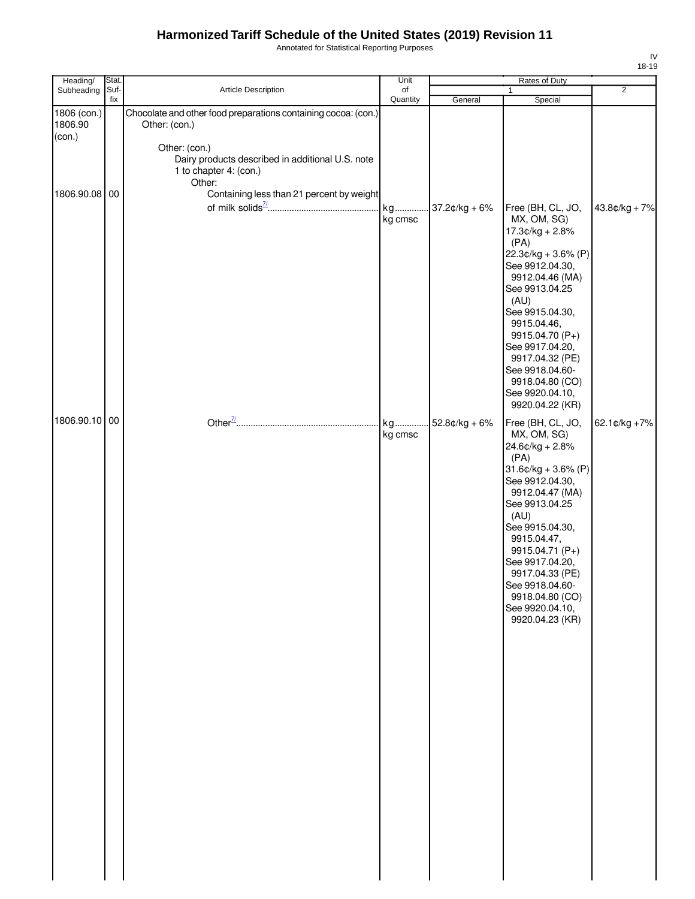# Harmonized Tariff Schedule of the United States (2019) Revision 11

Annotated for Statistical Reporting Purposes

IV
18-19

| Heading/ Subheading | Stat. Suf- fix | Article Description | Unit of Quantity | Rates of Duty 1 General | Rates of Duty 1 Special | Rates of Duty 2 |
|---|---|---|---|---|---|---|
| 1806 (con.) 1806.90 (con.) | | Chocolate and other food preparations containing cocoa: (con.) Other: (con.) | | | | |
| | | Other: (con.) Dairy products described in additional U.S. note 1 to chapter 4: (con.) Other: | | | | |
| 1806.90.08 | 00 | Containing less than 21 percent by weight of milk solids[7/] | kg kg cmsc | 37.2¢/kg + 6% | Free (BH, CL, JO, MX, OM, SG) 17.3¢/kg + 2.8% (PA) 22.3¢/kg + 3.6% (P) See 9912.04.30, 9912.04.46 (MA) See 9913.04.25 (AU) See 9915.04.30, 9915.04.46, 9915.04.70 (P+) See 9917.04.20, 9917.04.32 (PE) See 9918.04.60-9918.04.80 (CO) See 9920.04.10, 9920.04.22 (KR) | 43.8¢/kg + 7% |
| 1806.90.10 | 00 | Other[7/] | kg kg cmsc | 52.8¢/kg + 6% | Free (BH, CL, JO, MX, OM, SG) 24.6¢/kg + 2.8% (PA) 31.6¢/kg + 3.6% (P) See 9912.04.30, 9912.04.47 (MA) See 9913.04.25 (AU) See 9915.04.30, 9915.04.47, 9915.04.71 (P+) See 9917.04.20, 9917.04.33 (PE) See 9918.04.60-9918.04.80 (CO) See 9920.04.10, 9920.04.23 (KR) | 62.1¢/kg +7% |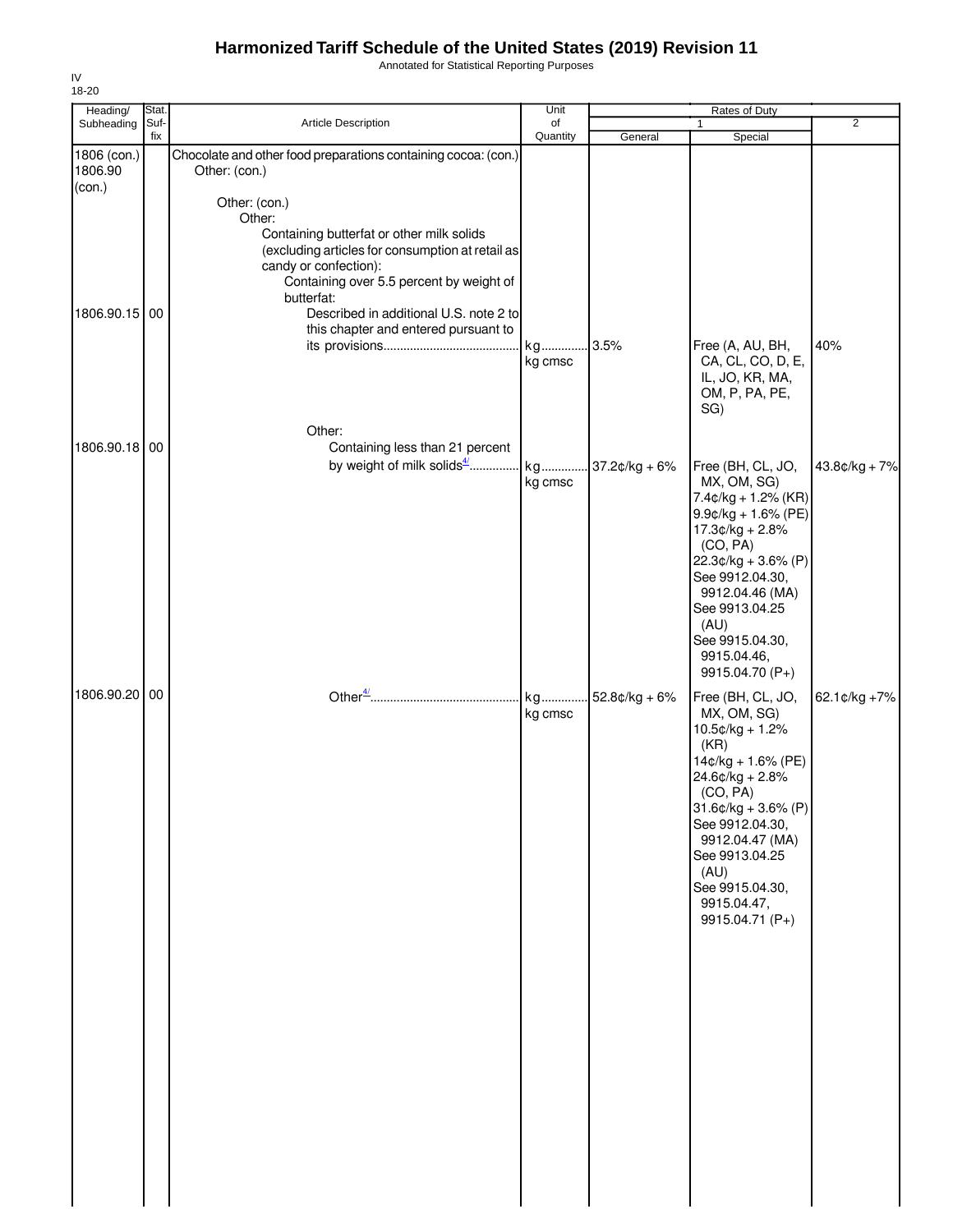# Harmonized Tariff Schedule of the United States (2019) Revision 11

Annotated for Statistical Reporting Purposes

IV
18-20

| Heading/ Subheading | Stat. Suf- fix | Article Description | Unit of Quantity | Rates of Duty 1 General | Special | 2 |
|---|---|---|---|---|---|---|
| 1806 (con.) 1806.90 (con.) | | Chocolate and other food preparations containing cocoa: (con.) Other: (con.) | | | | |
| | | Other: (con.) | | | | |
| | | Other: | | | | |
| | | Containing butterfat or other milk solids (excluding articles for consumption at retail as candy or confection): | | | | |
| | | Containing over 5.5 percent by weight of butterfat: | | | | |
| 1806.90.15 | 00 | Described in additional U.S. note 2 to this chapter and entered pursuant to its provisions | kg kg cmsc | 3.5% | Free (A, AU, BH, CA, CL, CO, D, E, IL, JO, KR, MA, OM, P, PA, PE, SG) | 40% |
| | | Other: | | | | |
| 1806.90.18 | 00 | Containing less than 21 percent by weight of milk solids[4/] | kg kg cmsc | 37.2¢/kg + 6% | Free (BH, CL, JO, MX, OM, SG) 7.4¢/kg + 1.2% (KR) 9.9¢/kg + 1.6% (PE) 17.3¢/kg + 2.8% (CO, PA) 22.3¢/kg + 3.6% (P) See 9912.04.30, 9912.04.46 (MA) See 9913.04.25 (AU) See 9915.04.30, 9915.04.46, 9915.04.70 (P+) | 43.8¢/kg + 7% |
| 1806.90.20 | 00 | Other[4/] | kg kg cmsc | 52.8¢/kg + 6% | Free (BH, CL, JO, MX, OM, SG) 10.5¢/kg + 1.2% (KR) 14¢/kg + 1.6% (PE) 24.6¢/kg + 2.8% (CO, PA) 31.6¢/kg + 3.6% (P) See 9912.04.30, 9912.04.47 (MA) See 9913.04.25 (AU) See 9915.04.30, 9915.04.47, 9915.04.71 (P+) | 62.1¢/kg +7% |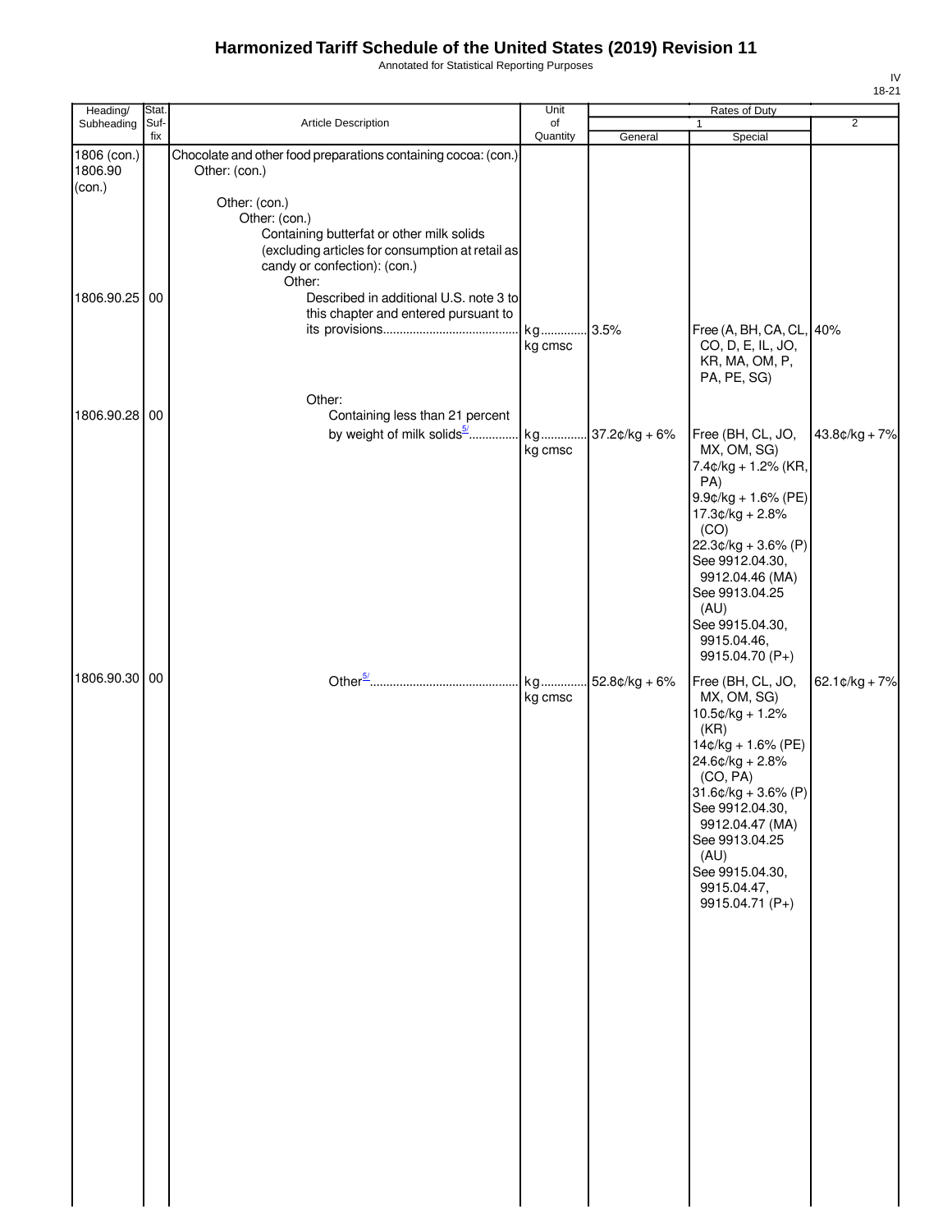# Harmonized Tariff Schedule of the United States (2019) Revision 11

Annotated for Statistical Reporting Purposes

IV
18-21

| Heading/ Subheading | Stat. Suf- fix | Article Description | Unit of Quantity | Rates of Duty 1 General | Special | 2 |
|---|---|---|---|---|---|---|
| 1806 (con.) 1806.90 (con.) | | Chocolate and other food preparations containing cocoa: (con.) Other: (con.) | | | | |
| | | Other: (con.) | | | | |
| | | Other: (con.) | | | | |
| | | Containing butterfat or other milk solids (excluding articles for consumption at retail as candy or confection): (con.) | | | | |
| | | Other: | | | | |
| 1806.90.25 | 00 | Described in additional U.S. note 3 to this chapter and entered pursuant to its provisions | kg kg cmsc | 3.5% | Free (A, BH, CA, CL, CO, D, E, IL, JO, KR, MA, OM, P, PA, PE, SG) | 40% |
| | | Other: | | | | |
| 1806.90.28 | 00 | Containing less than 21 percent by weight of milk solids[5/] | kg kg cmsc | 37.2¢/kg + 6% | Free (BH, CL, JO, MX, OM, SG) 7.4¢/kg + 1.2% (KR, PA) 9.9¢/kg + 1.6% (PE) 17.3¢/kg + 2.8% (CO) 22.3¢/kg + 3.6% (P) See 9912.04.30, 9912.04.46 (MA) See 9913.04.25 (AU) See 9915.04.30, 9915.04.46, 9915.04.70 (P+) | 43.8¢/kg + 7% |
| 1806.90.30 | 00 | Other[5/] | kg kg cmsc | 52.8¢/kg + 6% | Free (BH, CL, JO, MX, OM, SG) 10.5¢/kg + 1.2% (KR) 14¢/kg + 1.6% (PE) 24.6¢/kg + 2.8% (CO, PA) 31.6¢/kg + 3.6% (P) See 9912.04.30, 9912.04.47 (MA) See 9913.04.25 (AU) See 9915.04.30, 9915.04.47, 9915.04.71 (P+) | 62.1¢/kg + 7% |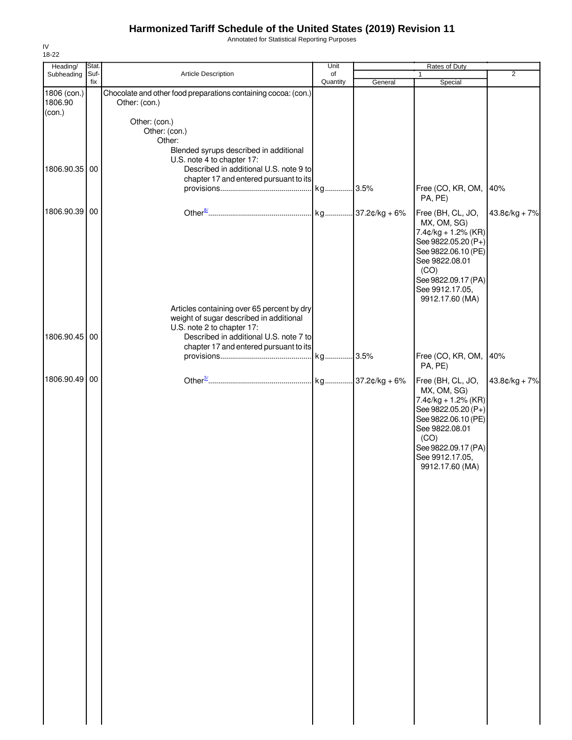# Harmonized Tariff Schedule of the United States (2019) Revision 11

Annotated for Statistical Reporting Purposes

IV
18-22

| Heading/ Subheading | Stat. Suf- fix | Article Description | Unit of Quantity | Rates of Duty 1 General | Special | 2 |
|---|---|---|---|---|---|---|
| 1806 (con.) 1806.90 (con.) | | Chocolate and other food preparations containing cocoa: (con.) Other: (con.) | | | | |
| | | Other: (con.) | | | | |
| | | Other: (con.) | | | | |
| | | Other: | | | | |
| | | Blended syrups described in additional U.S. note 4 to chapter 17: | | | | |
| 1806.90.35 | 00 | Described in additional U.S. note 9 to chapter 17 and entered pursuant to its provisions | kg | 3.5% | Free (CO, KR, OM, PA, PE) | 40% |
| 1806.90.39 | 00 | Other[8/] | kg | 37.2¢/kg + 6% | Free (BH, CL, JO, MX, OM, SG) 7.4¢/kg + 1.2% (KR) See 9822.05.20 (P+) See 9822.06.10 (PE) See 9822.08.01 (CO) See 9822.09.17 (PA) See 9912.17.05, 9912.17.60 (MA) | 43.8¢/kg + 7% |
| | | Articles containing over 65 percent by dry weight of sugar described in additional U.S. note 2 to chapter 17: | | | | |
| 1806.90.45 | 00 | Described in additional U.S. note 7 to chapter 17 and entered pursuant to its provisions | kg | 3.5% | Free (CO, KR, OM, PA, PE) | 40% |
| 1806.90.49 | 00 | Other[3/] | kg | 37.2¢/kg + 6% | Free (BH, CL, JO, MX, OM, SG) 7.4¢/kg + 1.2% (KR) See 9822.05.20 (P+) See 9822.06.10 (PE) See 9822.08.01 (CO) See 9822.09.17 (PA) See 9912.17.05, 9912.17.60 (MA) | 43.8¢/kg + 7% |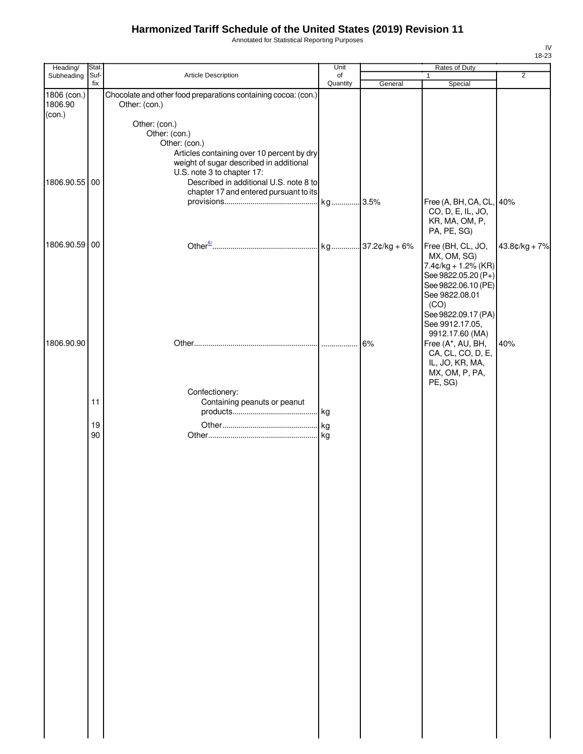# Harmonized Tariff Schedule of the United States (2019) Revision 11

Annotated for Statistical Reporting Purposes

IV
18-23

| Heading/ Subheading | Stat. Suf-fix | Article Description | Unit of Quantity | Rates of Duty 1 General | Rates of Duty 1 Special | Rates of Duty 2 |
|---|---|---|---|---|---|---|
| 1806 (con.) 1806.90 (con.) | | Chocolate and other food preparations containing cocoa: (con.) | | | | |
| | | Other: (con.) | | | | |
| | | Other: (con.) | | | | |
| | | Other: (con.) | | | | |
| | | Other: (con.) | | | | |
| | | Articles containing over 10 percent by dry weight of sugar described in additional U.S. note 3 to chapter 17: | | | | |
| 1806.90.55 | 00 | Described in additional U.S. note 8 to chapter 17 and entered pursuant to its provisions | kg | 3.5% | Free (A, BH, CA, CL, CO, D, E, IL, JO, KR, MA, OM, P, PA, PE, SG) | 40% |
| 1806.90.59 | 00 | Other[6/] | kg | 37.2¢/kg + 6% | Free (BH, CL, JO, MX, OM, SG) 7.4¢/kg + 1.2% (KR) See 9822.05.20 (P+) See 9822.06.10 (PE) See 9822.08.01 (CO) See 9822.09.17 (PA) See 9912.17.05, 9912.17.60 (MA) | 43.8¢/kg + 7% |
| 1806.90.90 | | Other | | 6% | Free (A*, AU, BH, CA, CL, CO, D, E, IL, JO, KR, MA, MX, OM, P, PA, PE, SG) | 40% |
| | | Confectionery: | | | | |
| | 11 | Containing peanuts or peanut products | kg | | | |
| | 19 | Other | kg | | | |
| | 90 | Other | kg | | | |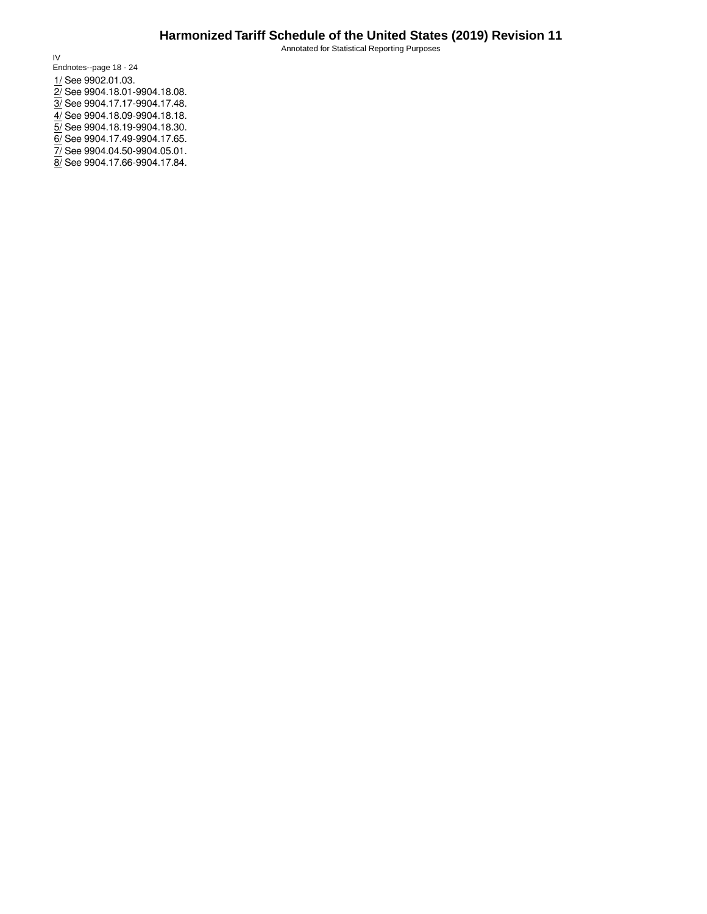IV

Endnotes--page 18 - 24

1/ See 9902.01.03.

2/ See 9904.18.01-9904.18.08.

3/ See 9904.17.17-9904.17.48.

4/ See 9904.18.09-9904.18.18.

5/ See 9904.18.19-9904.18.30.

6/ See 9904.17.49-9904.17.65.

7/ See 9904.04.50-9904.05.01.

8/ See 9904.17.66-9904.17.84.